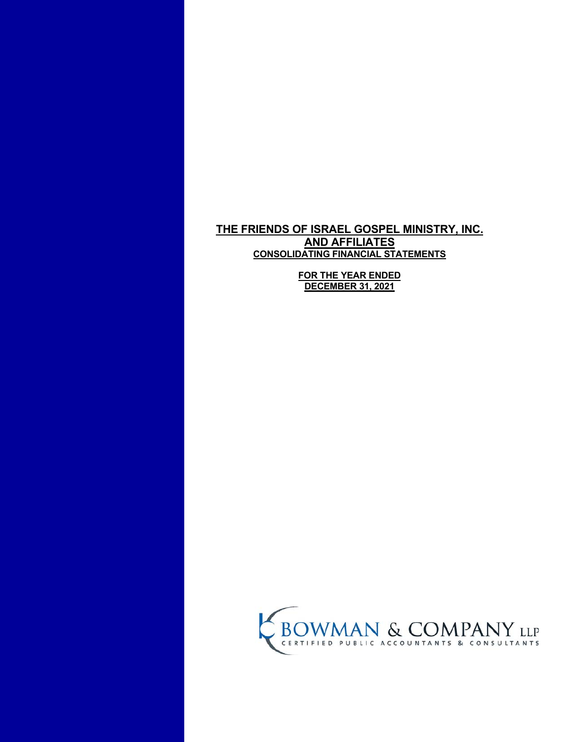# THE FRIENDS OF ISRAEL GOSPEL MINISTRY, INC.
# AND AFFILIATES
## CONSOLIDATING FINANCIAL STATEMENTS

**FOR THE YEAR ENDED**
**DECEMBER 31, 2021**

BOWMAN & COMPANY LLP
CERTIFIED PUBLIC ACCOUNTANTS & CONSULTANTS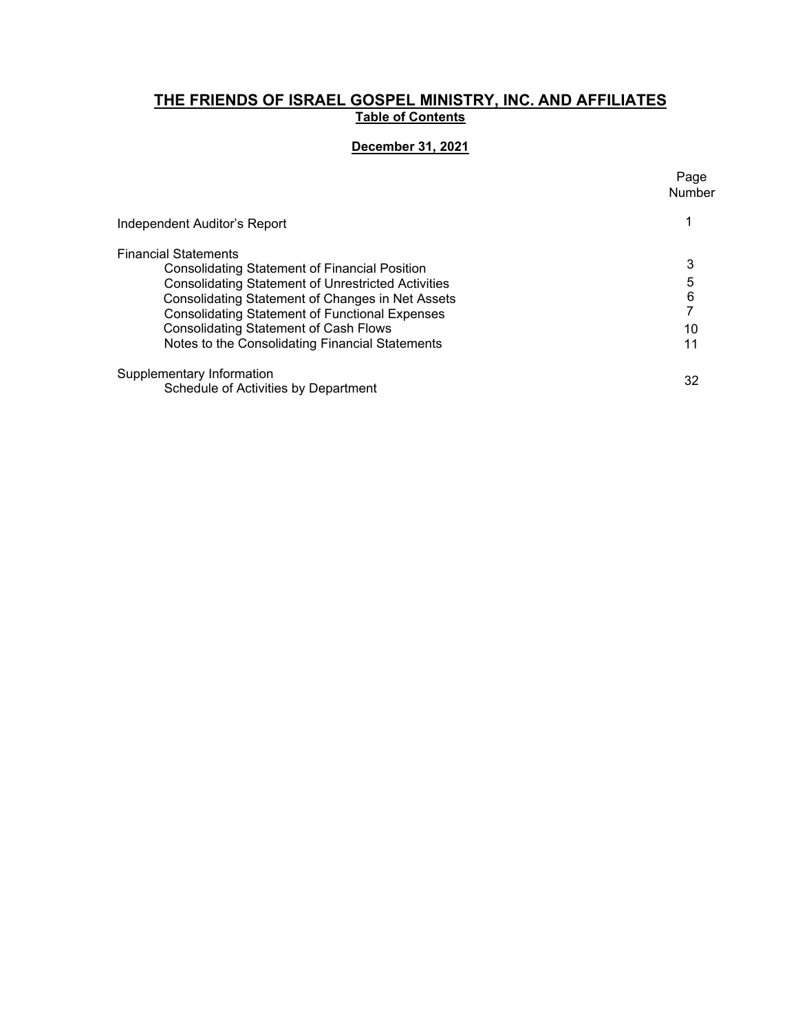# THE FRIENDS OF ISRAEL GOSPEL MINISTRY, INC. AND AFFILIATES

## Table of Contents

**December 31, 2021**

| | Page Number |
|---|---|
| Independent Auditor's Report | 1 |
| Financial Statements | |
| Consolidating Statement of Financial Position | 3 |
| Consolidating Statement of Unrestricted Activities | 5 |
| Consolidating Statement of Changes in Net Assets | 6 |
| Consolidating Statement of Functional Expenses | 7 |
| Consolidating Statement of Cash Flows | 10 |
| Notes to the Consolidating Financial Statements | 11 |
| Supplementary Information | |
| Schedule of Activities by Department | 32 |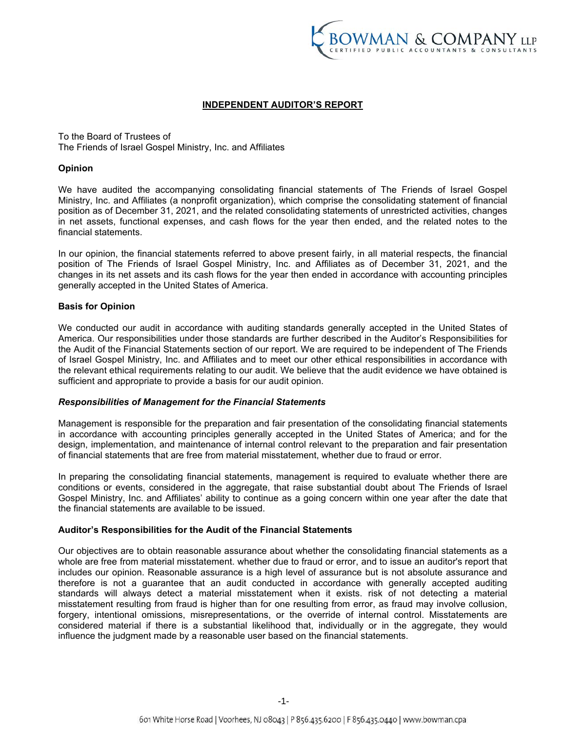## INDEPENDENT AUDITOR'S REPORT

To the Board of Trustees of
The Friends of Israel Gospel Ministry, Inc. and Affiliates

**Opinion**

We have audited the accompanying consolidating financial statements of The Friends of Israel Gospel Ministry, Inc. and Affiliates (a nonprofit organization), which comprise the consolidating statement of financial position as of December 31, 2021, and the related consolidating statements of unrestricted activities, changes in net assets, functional expenses, and cash flows for the year then ended, and the related notes to the financial statements.

In our opinion, the financial statements referred to above present fairly, in all material respects, the financial position of The Friends of Israel Gospel Ministry, Inc. and Affiliates as of December 31, 2021, and the changes in its net assets and its cash flows for the year then ended in accordance with accounting principles generally accepted in the United States of America.

**Basis for Opinion**

We conducted our audit in accordance with auditing standards generally accepted in the United States of America. Our responsibilities under those standards are further described in the Auditor's Responsibilities for the Audit of the Financial Statements section of our report. We are required to be independent of The Friends of Israel Gospel Ministry, Inc. and Affiliates and to meet our other ethical responsibilities in accordance with the relevant ethical requirements relating to our audit. We believe that the audit evidence we have obtained is sufficient and appropriate to provide a basis for our audit opinion.

***Responsibilities of Management for the Financial Statements***

Management is responsible for the preparation and fair presentation of the consolidating financial statements in accordance with accounting principles generally accepted in the United States of America; and for the design, implementation, and maintenance of internal control relevant to the preparation and fair presentation of financial statements that are free from material misstatement, whether due to fraud or error.

In preparing the consolidating financial statements, management is required to evaluate whether there are conditions or events, considered in the aggregate, that raise substantial doubt about The Friends of Israel Gospel Ministry, Inc. and Affiliates' ability to continue as a going concern within one year after the date that the financial statements are available to be issued.

**Auditor's Responsibilities for the Audit of the Financial Statements**

Our objectives are to obtain reasonable assurance about whether the consolidating financial statements as a whole are free from material misstatement. whether due to fraud or error, and to issue an auditor's report that includes our opinion. Reasonable assurance is a high level of assurance but is not absolute assurance and therefore is not a guarantee that an audit conducted in accordance with generally accepted auditing standards will always detect a material misstatement when it exists. risk of not detecting a material misstatement resulting from fraud is higher than for one resulting from error, as fraud may involve collusion, forgery, intentional omissions, misrepresentations, or the override of internal control. Misstatements are considered material if there is a substantial likelihood that, individually or in the aggregate, they would influence the judgment made by a reasonable user based on the financial statements.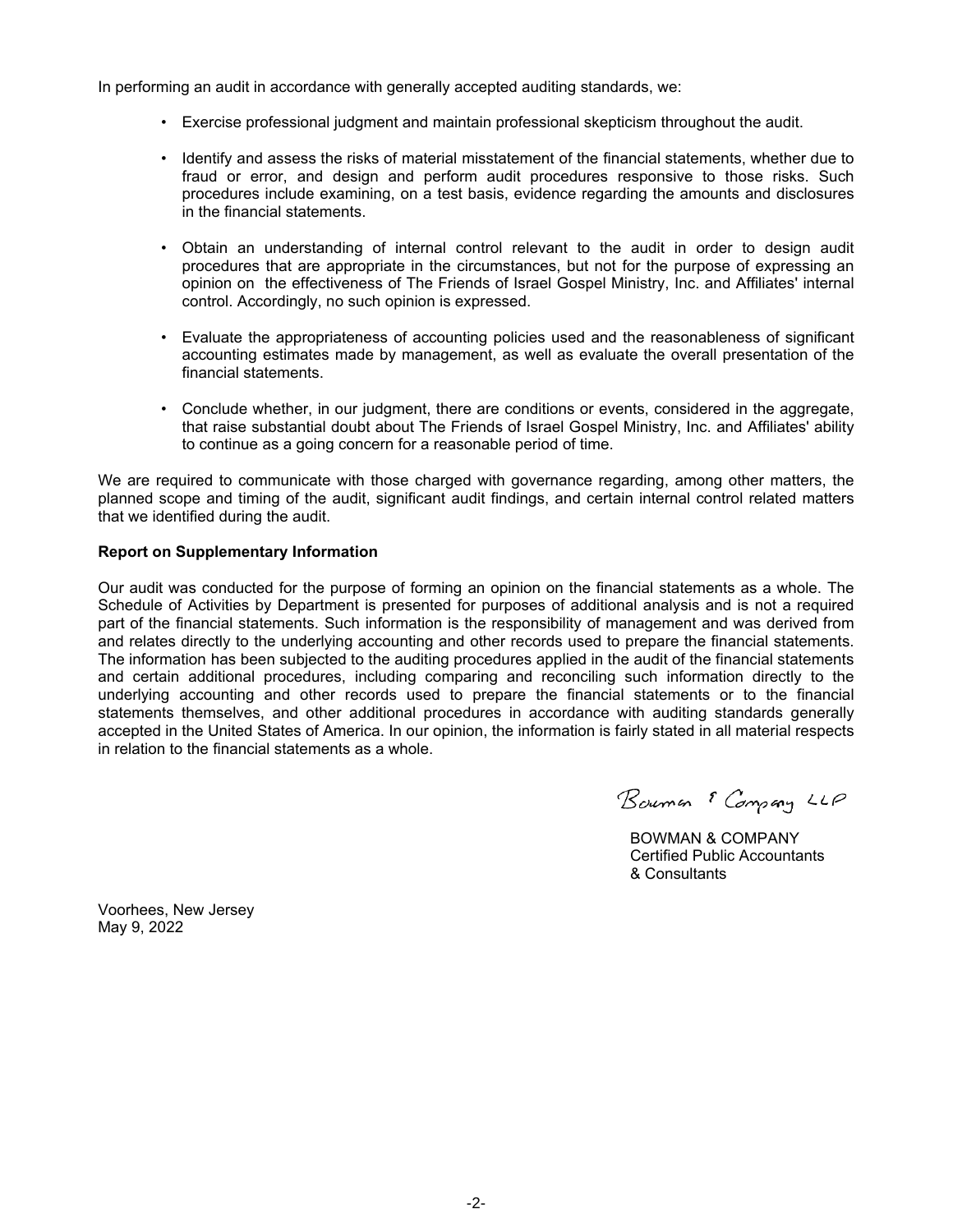In performing an audit in accordance with generally accepted auditing standards, we:

- Exercise professional judgment and maintain professional skepticism throughout the audit.
- Identify and assess the risks of material misstatement of the financial statements, whether due to fraud or error, and design and perform audit procedures responsive to those risks. Such procedures include examining, on a test basis, evidence regarding the amounts and disclosures in the financial statements.
- Obtain an understanding of internal control relevant to the audit in order to design audit procedures that are appropriate in the circumstances, but not for the purpose of expressing an opinion on the effectiveness of The Friends of Israel Gospel Ministry, Inc. and Affiliates' internal control. Accordingly, no such opinion is expressed.
- Evaluate the appropriateness of accounting policies used and the reasonableness of significant accounting estimates made by management, as well as evaluate the overall presentation of the financial statements.
- Conclude whether, in our judgment, there are conditions or events, considered in the aggregate, that raise substantial doubt about The Friends of Israel Gospel Ministry, Inc. and Affiliates' ability to continue as a going concern for a reasonable period of time.

We are required to communicate with those charged with governance regarding, among other matters, the planned scope and timing of the audit, significant audit findings, and certain internal control related matters that we identified during the audit.

**Report on Supplementary Information**

Our audit was conducted for the purpose of forming an opinion on the financial statements as a whole. The Schedule of Activities by Department is presented for purposes of additional analysis and is not a required part of the financial statements. Such information is the responsibility of management and was derived from and relates directly to the underlying accounting and other records used to prepare the financial statements. The information has been subjected to the auditing procedures applied in the audit of the financial statements and certain additional procedures, including comparing and reconciling such information directly to the underlying accounting and other records used to prepare the financial statements or to the financial statements themselves, and other additional procedures in accordance with auditing standards generally accepted in the United States of America. In our opinion, the information is fairly stated in all material respects in relation to the financial statements as a whole.

Bowman & Company LLP

BOWMAN & COMPANY
Certified Public Accountants
& Consultants

Voorhees, New Jersey
May 9, 2022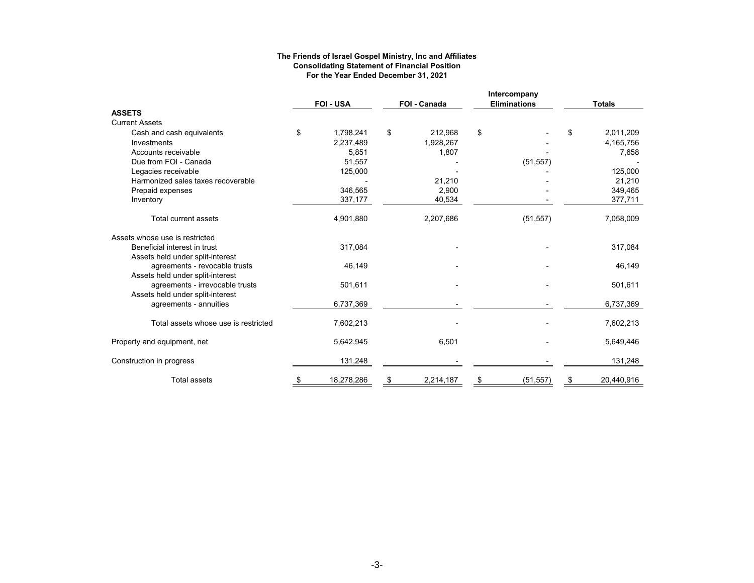**The Friends of Israel Gospel Ministry, Inc and Affiliates**
**Consolidating Statement of Financial Position**
**For the Year Ended December 31, 2021**

| | FOI - USA | FOI - Canada | Intercompany Eliminations | Totals |
|---|---|---|---|---|
| **ASSETS** | | | | |
| Current Assets | | | | |
| Cash and cash equivalents | $ 1,798,241 | $ 212,968 | $ - | $ 2,011,209 |
| Investments | 2,237,489 | 1,928,267 | - | 4,165,756 |
| Accounts receivable | 5,851 | 1,807 | - | 7,658 |
| Due from FOI - Canada | 51,557 | - | (51,557) | - |
| Legacies receivable | 125,000 | - | - | 125,000 |
| Harmonized sales taxes recoverable | - | 21,210 | - | 21,210 |
| Prepaid expenses | 346,565 | 2,900 | - | 349,465 |
| Inventory | 337,177 | 40,534 | - | 377,711 |
| Total current assets | 4,901,880 | 2,207,686 | (51,557) | 7,058,009 |
| Assets whose use is restricted | | | | |
| Beneficial interest in trust | 317,084 | - | - | 317,084 |
| Assets held under split-interest agreements - revocable trusts | 46,149 | - | - | 46,149 |
| Assets held under split-interest agreements - irrevocable trusts | 501,611 | - | - | 501,611 |
| Assets held under split-interest agreements - annuities | 6,737,369 | - | - | 6,737,369 |
| Total assets whose use is restricted | 7,602,213 | - | - | 7,602,213 |
| Property and equipment, net | 5,642,945 | 6,501 | - | 5,649,446 |
| Construction in progress | 131,248 | - | - | 131,248 |
| Total assets | $ 18,278,286 | $ 2,214,187 | $ (51,557) | $ 20,440,916 |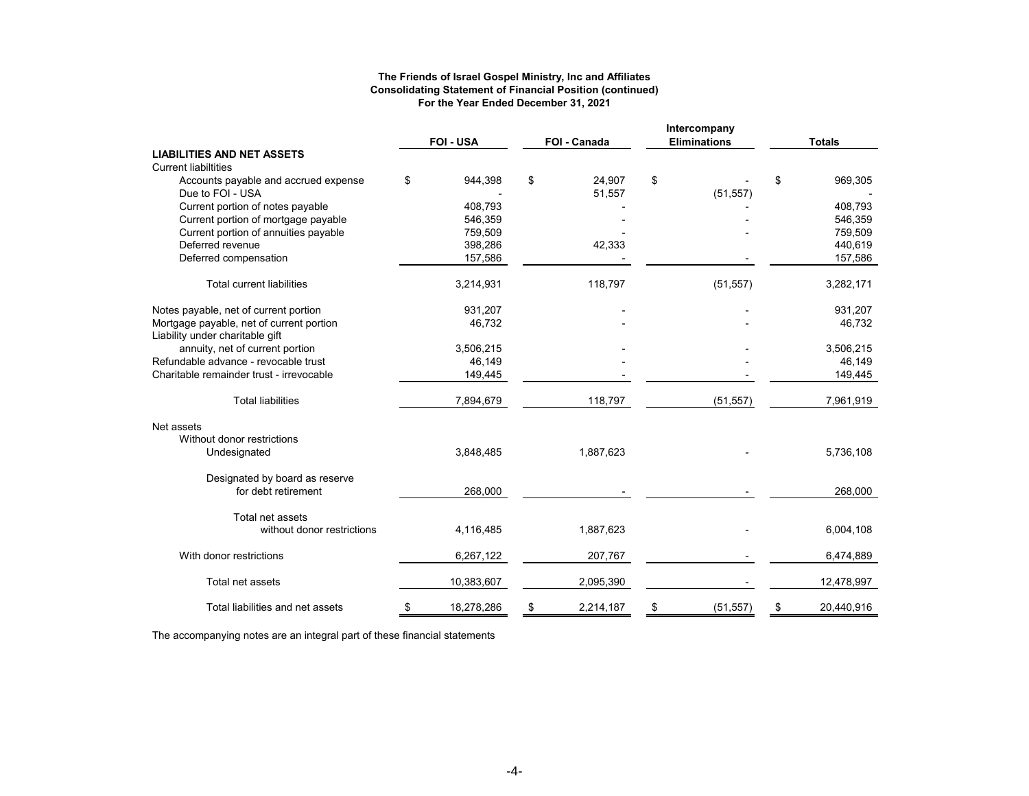**The Friends of Israel Gospel Ministry, Inc and Affiliates**
**Consolidating Statement of Financial Position (continued)**
**For the Year Ended December 31, 2021**

| | FOI - USA | FOI - Canada | Intercompany Eliminations | Totals |
|---|---|---|---|---|
| **LIABILITIES AND NET ASSETS** | | | | |
| Current liabiltities | | | | |
| Accounts payable and accrued expense | $ 944,398 | $ 24,907 | $ - | $ 969,305 |
| Due to FOI - USA | - | 51,557 | (51,557) | - |
| Current portion of notes payable | 408,793 | - | - | 408,793 |
| Current portion of mortgage payable | 546,359 | - | - | 546,359 |
| Current portion of annuities payable | 759,509 | - | - | 759,509 |
| Deferred revenue | 398,286 | 42,333 | | 440,619 |
| Deferred compensation | 157,586 | - | - | 157,586 |
| Total current liabilities | 3,214,931 | 118,797 | (51,557) | 3,282,171 |
| Notes payable, net of current portion | 931,207 | - | - | 931,207 |
| Mortgage payable, net of current portion | 46,732 | - | - | 46,732 |
| Liability under charitable gift annuity, net of current portion | 3,506,215 | - | - | 3,506,215 |
| Refundable advance - revocable trust | 46,149 | - | - | 46,149 |
| Charitable remainder trust - irrevocable | 149,445 | - | - | 149,445 |
| Total liabilities | 7,894,679 | 118,797 | (51,557) | 7,961,919 |
| Net assets | | | | |
| Without donor restrictions | | | | |
| Undesignated | 3,848,485 | 1,887,623 | - | 5,736,108 |
| Designated by board as reserve for debt retirement | 268,000 | - | - | 268,000 |
| Total net assets without donor restrictions | 4,116,485 | 1,887,623 | - | 6,004,108 |
| With donor restrictions | 6,267,122 | 207,767 | - | 6,474,889 |
| Total net assets | 10,383,607 | 2,095,390 | - | 12,478,997 |
| Total liabilities and net assets | $ 18,278,286 | $ 2,214,187 | $ (51,557) | $ 20,440,916 |

The accompanying notes are an integral part of these financial statements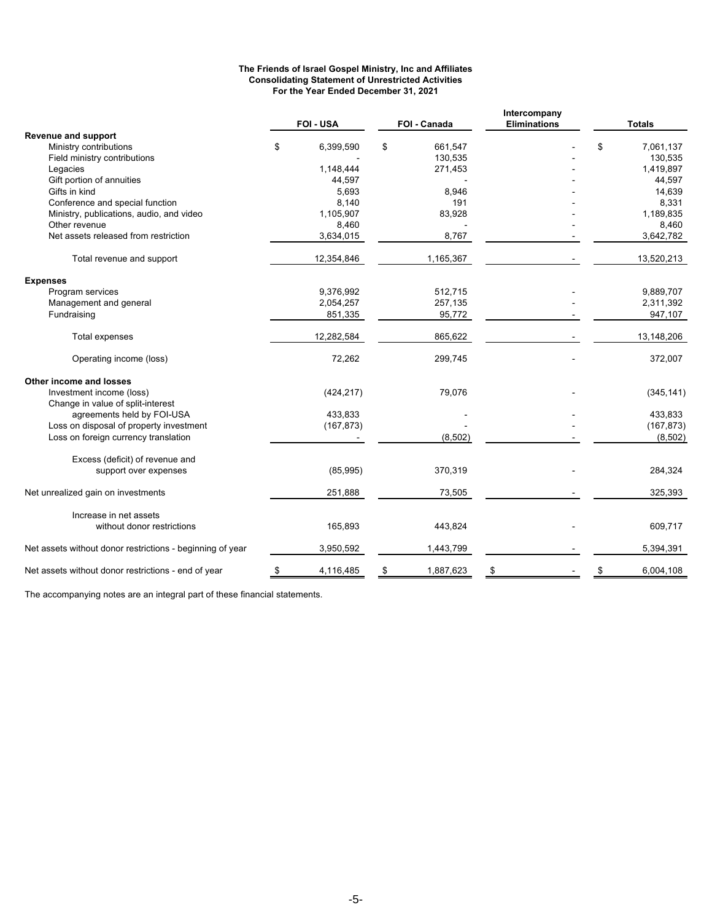**The Friends of Israel Gospel Ministry, Inc and Affiliates**
**Consolidating Statement of Unrestricted Activities**
**For the Year Ended December 31, 2021**

| | FOI - USA | FOI - Canada | Intercompany Eliminations | Totals |
|---|---|---|---|---|
| **Revenue and support** | | | | |
| Ministry contributions | $ 6,399,590 | $ 661,547 | - | $ 7,061,137 |
| Field ministry contributions | - | 130,535 | - | 130,535 |
| Legacies | 1,148,444 | 271,453 | - | 1,419,897 |
| Gift portion of annuities | 44,597 | - | - | 44,597 |
| Gifts in kind | 5,693 | 8,946 | - | 14,639 |
| Conference and special function | 8,140 | 191 | - | 8,331 |
| Ministry, publications, audio, and video | 1,105,907 | 83,928 | - | 1,189,835 |
| Other revenue | 8,460 | - | - | 8,460 |
| Net assets released from restriction | 3,634,015 | 8,767 | - | 3,642,782 |
| Total revenue and support | 12,354,846 | 1,165,367 | - | 13,520,213 |
| **Expenses** | | | | |
| Program services | 9,376,992 | 512,715 | - | 9,889,707 |
| Management and general | 2,054,257 | 257,135 | - | 2,311,392 |
| Fundraising | 851,335 | 95,772 | - | 947,107 |
| Total expenses | 12,282,584 | 865,622 | - | 13,148,206 |
| Operating income (loss) | 72,262 | 299,745 | - | 372,007 |
| **Other income and losses** | | | | |
| Investment income (loss) | (424,217) | 79,076 | - | (345,141) |
| Change in value of split-interest agreements held by FOI-USA | 433,833 | - | - | 433,833 |
| Loss on disposal of property investment | (167,873) | - | - | (167,873) |
| Loss on foreign currency translation | - | (8,502) | - | (8,502) |
| Excess (deficit) of revenue and support over expenses | (85,995) | 370,319 | - | 284,324 |
| Net unrealized gain on investments | 251,888 | 73,505 | - | 325,393 |
| Increase in net assets without donor restrictions | 165,893 | 443,824 | - | 609,717 |
| Net assets without donor restrictions - beginning of year | 3,950,592 | 1,443,799 | - | 5,394,391 |
| Net assets without donor restrictions - end of year | $ 4,116,485 | $ 1,887,623 | $ - | $ 6,004,108 |

The accompanying notes are an integral part of these financial statements.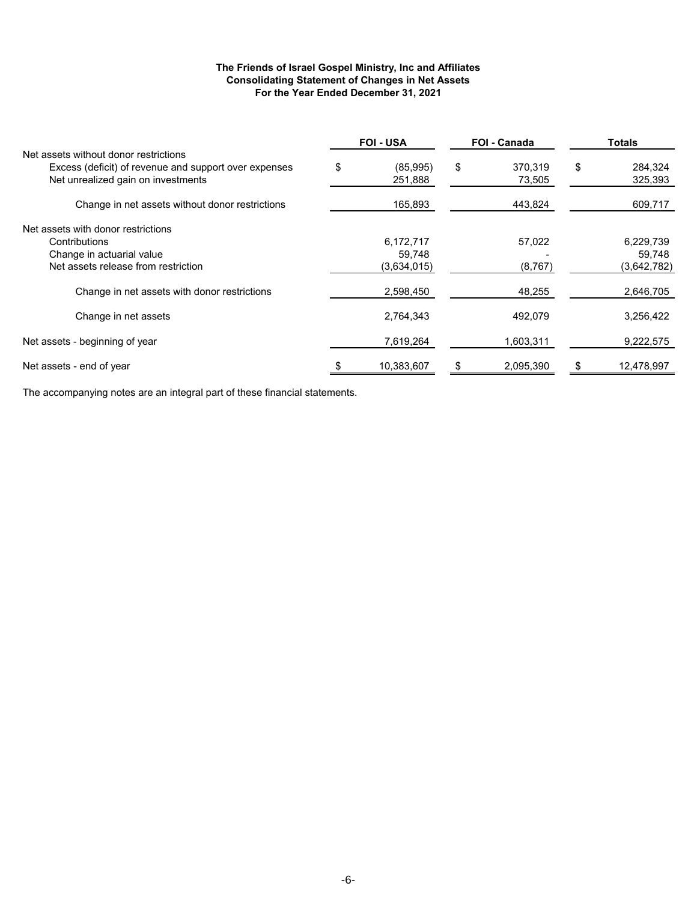**The Friends of Israel Gospel Ministry, Inc and Affiliates**
**Consolidating Statement of Changes in Net Assets**
**For the Year Ended December 31, 2021**

| | FOI - USA | FOI - Canada | Totals |
|---|---|---|---|
| Net assets without donor restrictions | | | |
| Excess (deficit) of revenue and support over expenses | $ (85,995) | $ 370,319 | $ 284,324 |
| Net unrealized gain on investments | 251,888 | 73,505 | 325,393 |
| Change in net assets without donor restrictions | 165,893 | 443,824 | 609,717 |
| Net assets with donor restrictions | | | |
| Contributions | 6,172,717 | 57,022 | 6,229,739 |
| Change in actuarial value | 59,748 | - | 59,748 |
| Net assets release from restriction | (3,634,015) | (8,767) | (3,642,782) |
| Change in net assets with donor restrictions | 2,598,450 | 48,255 | 2,646,705 |
| Change in net assets | 2,764,343 | 492,079 | 3,256,422 |
| Net assets - beginning of year | 7,619,264 | 1,603,311 | 9,222,575 |
| Net assets - end of year | $ 10,383,607 | $ 2,095,390 | $ 12,478,997 |

The accompanying notes are an integral part of these financial statements.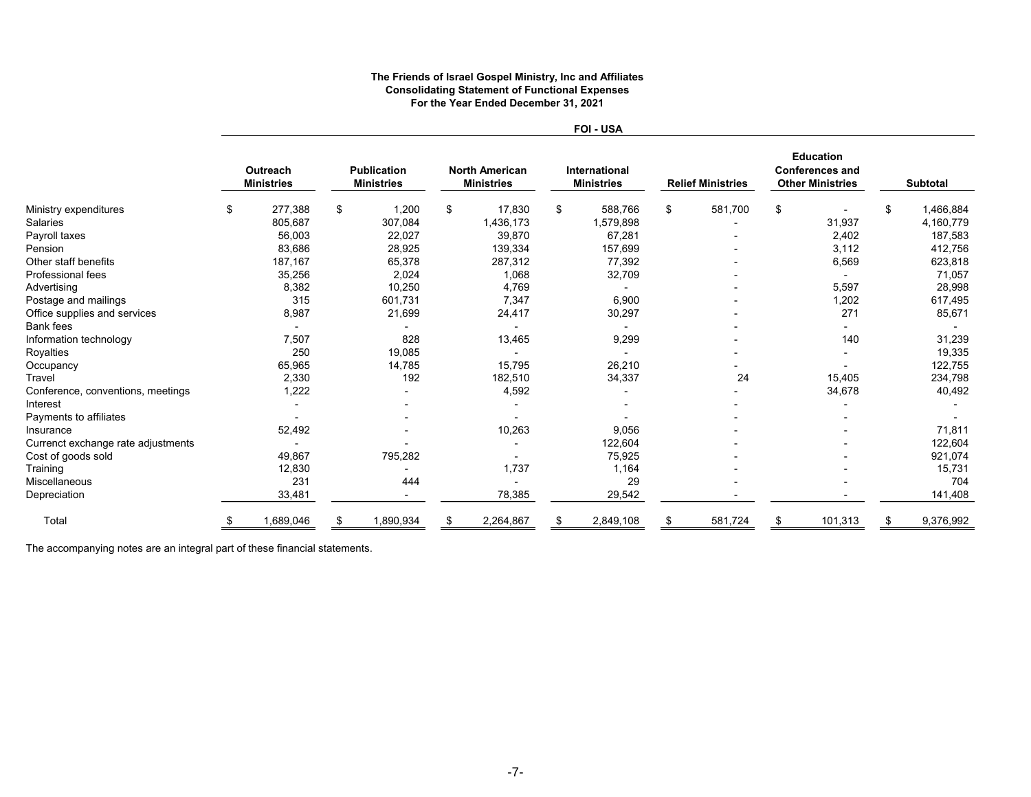**The Friends of Israel Gospel Ministry, Inc and Affiliates**
**Consolidating Statement of Functional Expenses**
**For the Year Ended December 31, 2021**

| | FOI - USA | | | | | | |
|---|---|---|---|---|---|---|---|
| | Outreach Ministries | Publication Ministries | North American Ministries | International Ministries | Relief Ministries | Education Conferences and Other Ministries | Subtotal |
| Ministry expenditures | $ 277,388 | $ 1,200 | $ 17,830 | $ 588,766 | $ 581,700 | $ - | $ 1,466,884 |
| Salaries | 805,687 | 307,084 | 1,436,173 | 1,579,898 | - | 31,937 | 4,160,779 |
| Payroll taxes | 56,003 | 22,027 | 39,870 | 67,281 | - | 2,402 | 187,583 |
| Pension | 83,686 | 28,925 | 139,334 | 157,699 | - | 3,112 | 412,756 |
| Other staff benefits | 187,167 | 65,378 | 287,312 | 77,392 | - | 6,569 | 623,818 |
| Professional fees | 35,256 | 2,024 | 1,068 | 32,709 | - | - | 71,057 |
| Advertising | 8,382 | 10,250 | 4,769 | - | - | 5,597 | 28,998 |
| Postage and mailings | 315 | 601,731 | 7,347 | 6,900 | - | 1,202 | 617,495 |
| Office supplies and services | 8,987 | 21,699 | 24,417 | 30,297 | - | 271 | 85,671 |
| Bank fees | - | - | - | - | - | - | - |
| Information technology | 7,507 | 828 | 13,465 | 9,299 | - | 140 | 31,239 |
| Royalties | 250 | 19,085 | - | - | - | - | 19,335 |
| Occupancy | 65,965 | 14,785 | 15,795 | 26,210 | - | - | 122,755 |
| Travel | 2,330 | 192 | 182,510 | 34,337 | 24 | 15,405 | 234,798 |
| Conference, conventions, meetings | 1,222 | - | 4,592 | - | - | 34,678 | 40,492 |
| Interest | - | - | - | - | - | - | - |
| Payments to affiliates | - | - | - | - | - | - | - |
| Insurance | 52,492 | - | 10,263 | 9,056 | - | - | 71,811 |
| Currenct exchange rate adjustments | - | - | - | 122,604 | - | - | 122,604 |
| Cost of goods sold | 49,867 | 795,282 | - | 75,925 | - | - | 921,074 |
| Training | 12,830 | - | 1,737 | 1,164 | - | - | 15,731 |
| Miscellaneous | 231 | 444 | - | 29 | - | - | 704 |
| Depreciation | 33,481 | - | 78,385 | 29,542 | - | - | 141,408 |
| Total | $ 1,689,046 | $ 1,890,934 | $ 2,264,867 | $ 2,849,108 | $ 581,724 | $ 101,313 | $ 9,376,992 |

The accompanying notes are an integral part of these financial statements.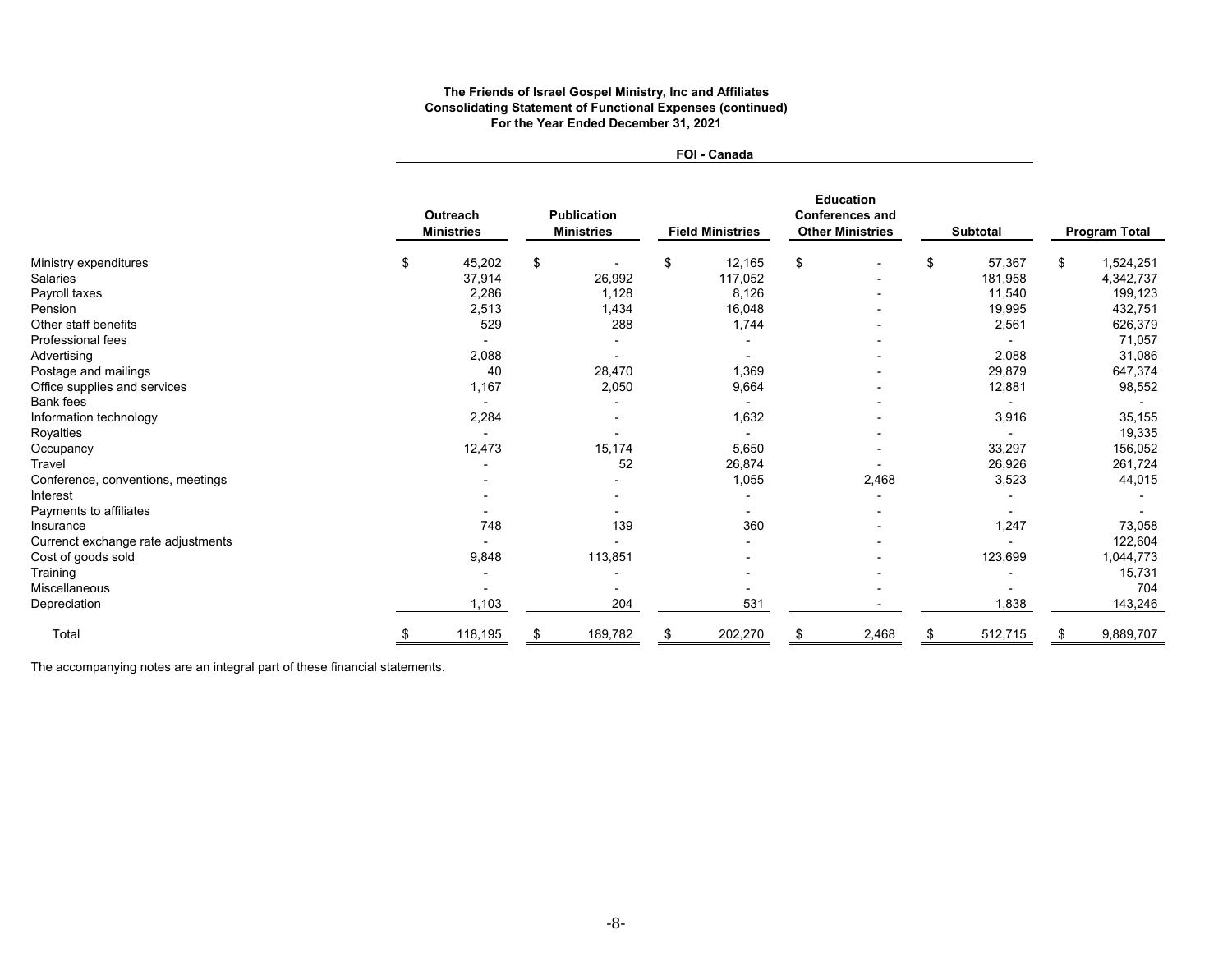**The Friends of Israel Gospel Ministry, Inc and Affiliates**
**Consolidating Statement of Functional Expenses (continued)**
**For the Year Ended December 31, 2021**

| | FOI - Canada | | | | | |
|---|---|---|---|---|---|---|
| | Outreach Ministries | Publication Ministries | Field Ministries | Education Conferences and Other Ministries | Subtotal | Program Total |
| Ministry expenditures | $ 45,202 | $ - | $ 12,165 | $ - | $ 57,367 | $ 1,524,251 |
| Salaries | 37,914 | 26,992 | 117,052 | - | 181,958 | 4,342,737 |
| Payroll taxes | 2,286 | 1,128 | 8,126 | - | 11,540 | 199,123 |
| Pension | 2,513 | 1,434 | 16,048 | - | 19,995 | 432,751 |
| Other staff benefits | 529 | 288 | 1,744 | - | 2,561 | 626,379 |
| Professional fees | - | - | - | - | - | 71,057 |
| Advertising | 2,088 | - | - | - | 2,088 | 31,086 |
| Postage and mailings | 40 | 28,470 | 1,369 | - | 29,879 | 647,374 |
| Office supplies and services | 1,167 | 2,050 | 9,664 | - | 12,881 | 98,552 |
| Bank fees | - | - | - | - | - | - |
| Information technology | 2,284 | - | 1,632 | - | 3,916 | 35,155 |
| Royalties | - | - | - | - | - | 19,335 |
| Occupancy | 12,473 | 15,174 | 5,650 | - | 33,297 | 156,052 |
| Travel | - | 52 | 26,874 | - | 26,926 | 261,724 |
| Conference, conventions, meetings | - | - | 1,055 | 2,468 | 3,523 | 44,015 |
| Interest | - | - | - | - | - | - |
| Payments to affiliates | - | - | - | - | - | - |
| Insurance | 748 | 139 | 360 | - | 1,247 | 73,058 |
| Currenct exchange rate adjustments | - | - | - | - | - | 122,604 |
| Cost of goods sold | 9,848 | 113,851 | - | - | 123,699 | 1,044,773 |
| Training | - | - | - | - | - | 15,731 |
| Miscellaneous | - | - | - | - | - | 704 |
| Depreciation | 1,103 | 204 | 531 | - | 1,838 | 143,246 |
| Total | $ 118,195 | $ 189,782 | $ 202,270 | $ 2,468 | $ 512,715 | $ 9,889,707 |

The accompanying notes are an integral part of these financial statements.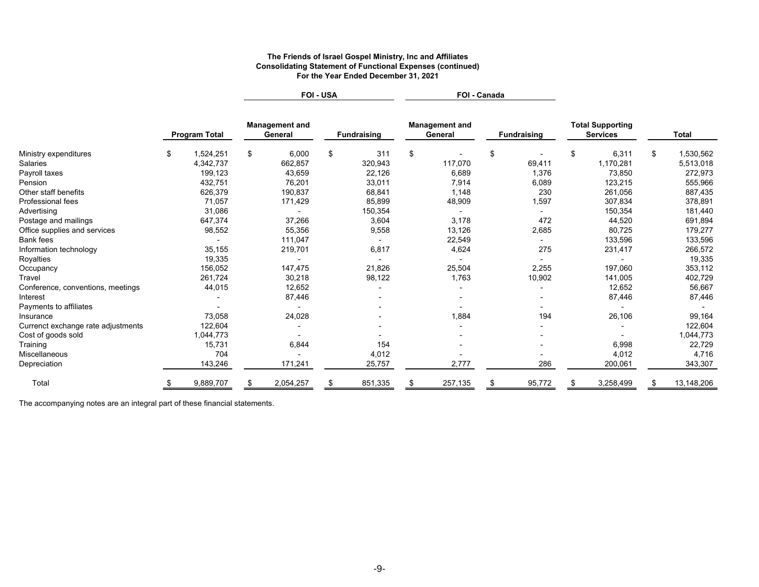**The Friends of Israel Gospel Ministry, Inc and Affiliates**
**Consolidating Statement of Functional Expenses (continued)**
**For the Year Ended December 31, 2021**

| | | FOI - USA | | FOI - Canada | | | |
|---|---|---|---|---|---|---|---|
| | **Program Total** | **Management and General** | **Fundraising** | **Management and General** | **Fundraising** | **Total Supporting Services** | **Total** |
| Ministry expenditures | $ 1,524,251 | $ 6,000 | $ 311 | $ - | $ - | $ 6,311 | $ 1,530,562 |
| Salaries | 4,342,737 | 662,857 | 320,943 | 117,070 | 69,411 | 1,170,281 | 5,513,018 |
| Payroll taxes | 199,123 | 43,659 | 22,126 | 6,689 | 1,376 | 73,850 | 272,973 |
| Pension | 432,751 | 76,201 | 33,011 | 7,914 | 6,089 | 123,215 | 555,966 |
| Other staff benefits | 626,379 | 190,837 | 68,841 | 1,148 | 230 | 261,056 | 887,435 |
| Professional fees | 71,057 | 171,429 | 85,899 | 48,909 | 1,597 | 307,834 | 378,891 |
| Advertising | 31,086 | - | 150,354 | - | - | 150,354 | 181,440 |
| Postage and mailings | 647,374 | 37,266 | 3,604 | 3,178 | 472 | 44,520 | 691,894 |
| Office supplies and services | 98,552 | 55,356 | 9,558 | 13,126 | 2,685 | 80,725 | 179,277 |
| Bank fees | - | 111,047 | - | 22,549 | - | 133,596 | 133,596 |
| Information technology | 35,155 | 219,701 | 6,817 | 4,624 | 275 | 231,417 | 266,572 |
| Royalties | 19,335 | - | - | - | - | - | 19,335 |
| Occupancy | 156,052 | 147,475 | 21,826 | 25,504 | 2,255 | 197,060 | 353,112 |
| Travel | 261,724 | 30,218 | 98,122 | 1,763 | 10,902 | 141,005 | 402,729 |
| Conference, conventions, meetings | 44,015 | 12,652 | - | - | - | 12,652 | 56,667 |
| Interest | - | 87,446 | - | - | - | 87,446 | 87,446 |
| Payments to affiliates | - | - | - | - | - | - | - |
| Insurance | 73,058 | 24,028 | - | 1,884 | 194 | 26,106 | 99,164 |
| Currenct exchange rate adjustments | 122,604 | - | - | - | - | - | 122,604 |
| Cost of goods sold | 1,044,773 | - | - | - | - | - | 1,044,773 |
| Training | 15,731 | 6,844 | 154 | - | - | 6,998 | 22,729 |
| Miscellaneous | 704 | - | 4,012 | - | - | 4,012 | 4,716 |
| Depreciation | 143,246 | 171,241 | 25,757 | 2,777 | 286 | 200,061 | 343,307 |
| Total | $ 9,889,707 | $ 2,054,257 | $ 851,335 | $ 257,135 | $ 95,772 | $ 3,258,499 | $ 13,148,206 |

The accompanying notes are an integral part of these financial statements.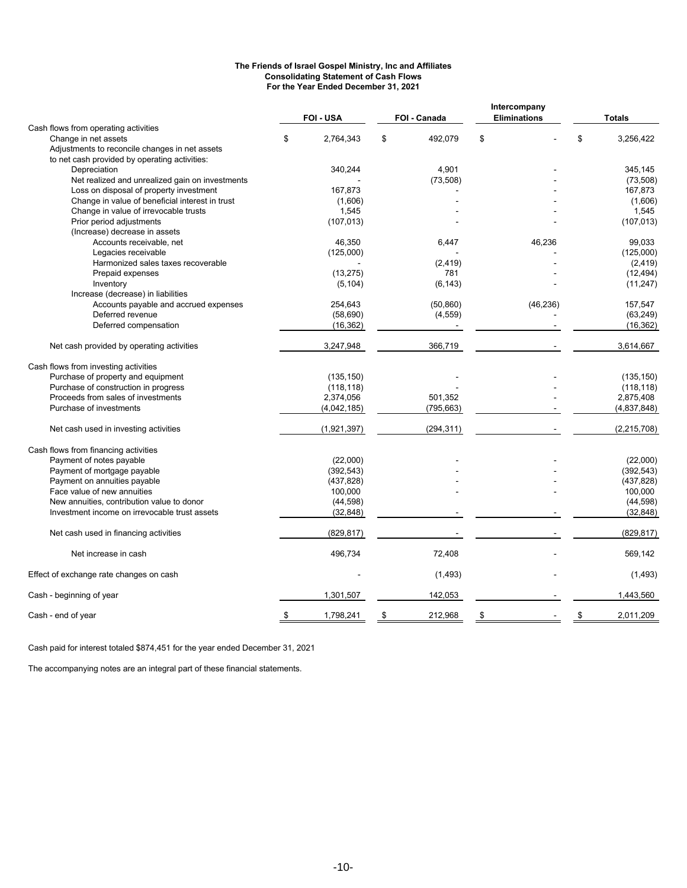**The Friends of Israel Gospel Ministry, Inc and Affiliates**
**Consolidating Statement of Cash Flows**
**For the Year Ended December 31, 2021**

| | FOI - USA | FOI - Canada | Intercompany Eliminations | Totals |
|---|---|---|---|---|
| Cash flows from operating activities | | | | |
| Change in net assets | $ 2,764,343 | $ 492,079 | $ - | $ 3,256,422 |
| Adjustments to reconcile changes in net assets to net cash provided by operating activities: | | | | |
| Depreciation | 340,244 | 4,901 | - | 345,145 |
| Net realized and unrealized gain on investments | - | (73,508) | - | (73,508) |
| Loss on disposal of property investment | 167,873 | - | - | 167,873 |
| Change in value of beneficial interest in trust | (1,606) | - | - | (1,606) |
| Change in value of irrevocable trusts | 1,545 | - | - | 1,545 |
| Prior period adjustments | (107,013) | - | - | (107,013) |
| (Increase) decrease in assets | | | | |
| Accounts receivable, net | 46,350 | 6,447 | 46,236 | 99,033 |
| Legacies receivable | (125,000) | - | - | (125,000) |
| Harmonized sales taxes recoverable | - | (2,419) | - | (2,419) |
| Prepaid expenses | (13,275) | 781 | - | (12,494) |
| Inventory | (5,104) | (6,143) | - | (11,247) |
| Increase (decrease) in liabilities | | | | |
| Accounts payable and accrued expenses | 254,643 | (50,860) | (46,236) | 157,547 |
| Deferred revenue | (58,690) | (4,559) | - | (63,249) |
| Deferred compensation | (16,362) | - | - | (16,362) |
| Net cash provided by operating activities | 3,247,948 | 366,719 | - | 3,614,667 |
| Cash flows from investing activities | | | | |
| Purchase of property and equipment | (135,150) | - | - | (135,150) |
| Purchase of construction in progress | (118,118) | - | - | (118,118) |
| Proceeds from sales of investments | 2,374,056 | 501,352 | - | 2,875,408 |
| Purchase of investments | (4,042,185) | (795,663) | - | (4,837,848) |
| Net cash used in investing activities | (1,921,397) | (294,311) | - | (2,215,708) |
| Cash flows from financing activities | | | | |
| Payment of notes payable | (22,000) | - | - | (22,000) |
| Payment of mortgage payable | (392,543) | - | - | (392,543) |
| Payment on annuities payable | (437,828) | - | - | (437,828) |
| Face value of new annuities | 100,000 | - | - | 100,000 |
| New annuities, contribution value to donor | (44,598) | | | (44,598) |
| Investment income on irrevocable trust assets | (32,848) | - | - | (32,848) |
| Net cash used in financing activities | (829,817) | - | - | (829,817) |
| Net increase in cash | 496,734 | 72,408 | - | 569,142 |
| Effect of exchange rate changes on cash | - | (1,493) | - | (1,493) |
| Cash - beginning of year | 1,301,507 | 142,053 | - | 1,443,560 |
| Cash - end of year | $ 1,798,241 | $ 212,968 | $ - | $ 2,011,209 |

Cash paid for interest totaled $874,451 for the year ended December 31, 2021

The accompanying notes are an integral part of these financial statements.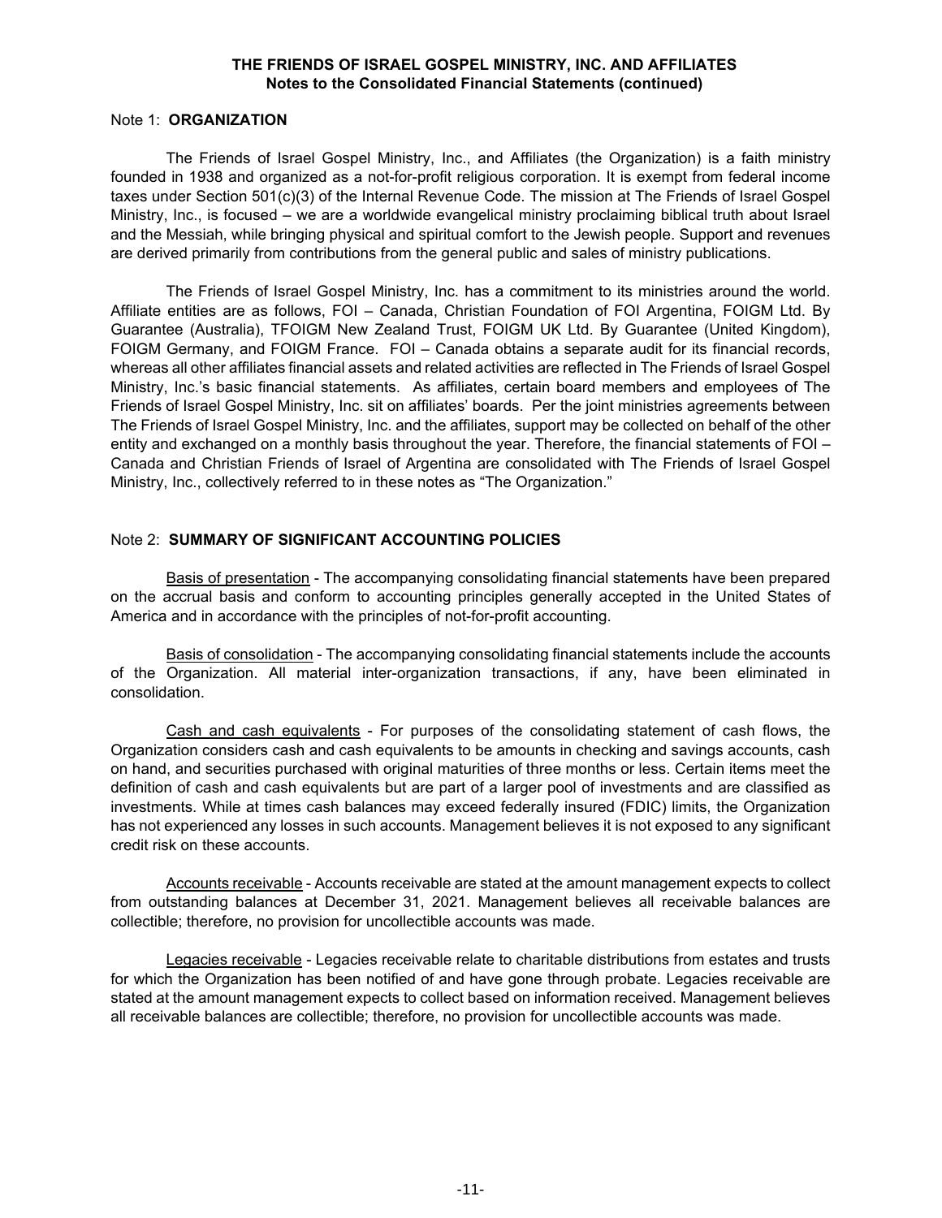## Note 1: **ORGANIZATION**

The Friends of Israel Gospel Ministry, Inc., and Affiliates (the Organization) is a faith ministry founded in 1938 and organized as a not-for-profit religious corporation. It is exempt from federal income taxes under Section 501(c)(3) of the Internal Revenue Code. The mission at The Friends of Israel Gospel Ministry, Inc., is focused – we are a worldwide evangelical ministry proclaiming biblical truth about Israel and the Messiah, while bringing physical and spiritual comfort to the Jewish people. Support and revenues are derived primarily from contributions from the general public and sales of ministry publications.

The Friends of Israel Gospel Ministry, Inc. has a commitment to its ministries around the world. Affiliate entities are as follows, FOI – Canada, Christian Foundation of FOI Argentina, FOIGM Ltd. By Guarantee (Australia), TFOIGM New Zealand Trust, FOIGM UK Ltd. By Guarantee (United Kingdom), FOIGM Germany, and FOIGM France. FOI – Canada obtains a separate audit for its financial records, whereas all other affiliates financial assets and related activities are reflected in The Friends of Israel Gospel Ministry, Inc.'s basic financial statements. As affiliates, certain board members and employees of The Friends of Israel Gospel Ministry, Inc. sit on affiliates' boards. Per the joint ministries agreements between The Friends of Israel Gospel Ministry, Inc. and the affiliates, support may be collected on behalf of the other entity and exchanged on a monthly basis throughout the year. Therefore, the financial statements of FOI – Canada and Christian Friends of Israel of Argentina are consolidated with The Friends of Israel Gospel Ministry, Inc., collectively referred to in these notes as "The Organization."

## Note 2: **SUMMARY OF SIGNIFICANT ACCOUNTING POLICIES**

Basis of presentation - The accompanying consolidating financial statements have been prepared on the accrual basis and conform to accounting principles generally accepted in the United States of America and in accordance with the principles of not-for-profit accounting.

Basis of consolidation - The accompanying consolidating financial statements include the accounts of the Organization. All material inter-organization transactions, if any, have been eliminated in consolidation.

Cash and cash equivalents - For purposes of the consolidating statement of cash flows, the Organization considers cash and cash equivalents to be amounts in checking and savings accounts, cash on hand, and securities purchased with original maturities of three months or less. Certain items meet the definition of cash and cash equivalents but are part of a larger pool of investments and are classified as investments. While at times cash balances may exceed federally insured (FDIC) limits, the Organization has not experienced any losses in such accounts. Management believes it is not exposed to any significant credit risk on these accounts.

Accounts receivable - Accounts receivable are stated at the amount management expects to collect from outstanding balances at December 31, 2021. Management believes all receivable balances are collectible; therefore, no provision for uncollectible accounts was made.

Legacies receivable - Legacies receivable relate to charitable distributions from estates and trusts for which the Organization has been notified of and have gone through probate. Legacies receivable are stated at the amount management expects to collect based on information received. Management believes all receivable balances are collectible; therefore, no provision for uncollectible accounts was made.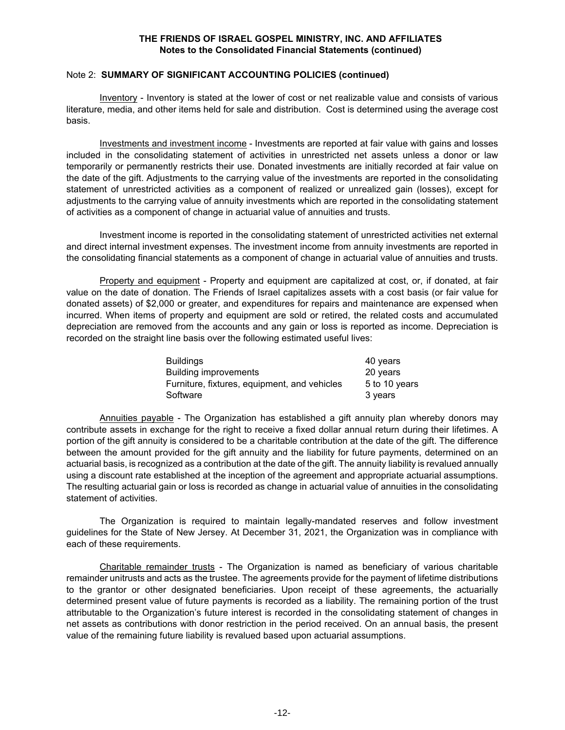### Note 2: **SUMMARY OF SIGNIFICANT ACCOUNTING POLICIES (continued)**

Inventory - Inventory is stated at the lower of cost or net realizable value and consists of various literature, media, and other items held for sale and distribution. Cost is determined using the average cost basis.

Investments and investment income - Investments are reported at fair value with gains and losses included in the consolidating statement of activities in unrestricted net assets unless a donor or law temporarily or permanently restricts their use. Donated investments are initially recorded at fair value on the date of the gift. Adjustments to the carrying value of the investments are reported in the consolidating statement of unrestricted activities as a component of realized or unrealized gain (losses), except for adjustments to the carrying value of annuity investments which are reported in the consolidating statement of activities as a component of change in actuarial value of annuities and trusts.

Investment income is reported in the consolidating statement of unrestricted activities net external and direct internal investment expenses. The investment income from annuity investments are reported in the consolidating financial statements as a component of change in actuarial value of annuities and trusts.

Property and equipment - Property and equipment are capitalized at cost, or, if donated, at fair value on the date of donation. The Friends of Israel capitalizes assets with a cost basis (or fair value for donated assets) of $2,000 or greater, and expenditures for repairs and maintenance are expensed when incurred. When items of property and equipment are sold or retired, the related costs and accumulated depreciation are removed from the accounts and any gain or loss is reported as income. Depreciation is recorded on the straight line basis over the following estimated useful lives:

| | |
|---|---|
| Buildings | 40 years |
| Building improvements | 20 years |
| Furniture, fixtures, equipment, and vehicles | 5 to 10 years |
| Software | 3 years |

Annuities payable - The Organization has established a gift annuity plan whereby donors may contribute assets in exchange for the right to receive a fixed dollar annual return during their lifetimes. A portion of the gift annuity is considered to be a charitable contribution at the date of the gift. The difference between the amount provided for the gift annuity and the liability for future payments, determined on an actuarial basis, is recognized as a contribution at the date of the gift. The annuity liability is revalued annually using a discount rate established at the inception of the agreement and appropriate actuarial assumptions. The resulting actuarial gain or loss is recorded as change in actuarial value of annuities in the consolidating statement of activities.

The Organization is required to maintain legally-mandated reserves and follow investment guidelines for the State of New Jersey. At December 31, 2021, the Organization was in compliance with each of these requirements.

Charitable remainder trusts - The Organization is named as beneficiary of various charitable remainder unitrusts and acts as the trustee. The agreements provide for the payment of lifetime distributions to the grantor or other designated beneficiaries. Upon receipt of these agreements, the actuarially determined present value of future payments is recorded as a liability. The remaining portion of the trust attributable to the Organization's future interest is recorded in the consolidating statement of changes in net assets as contributions with donor restriction in the period received. On an annual basis, the present value of the remaining future liability is revalued based upon actuarial assumptions.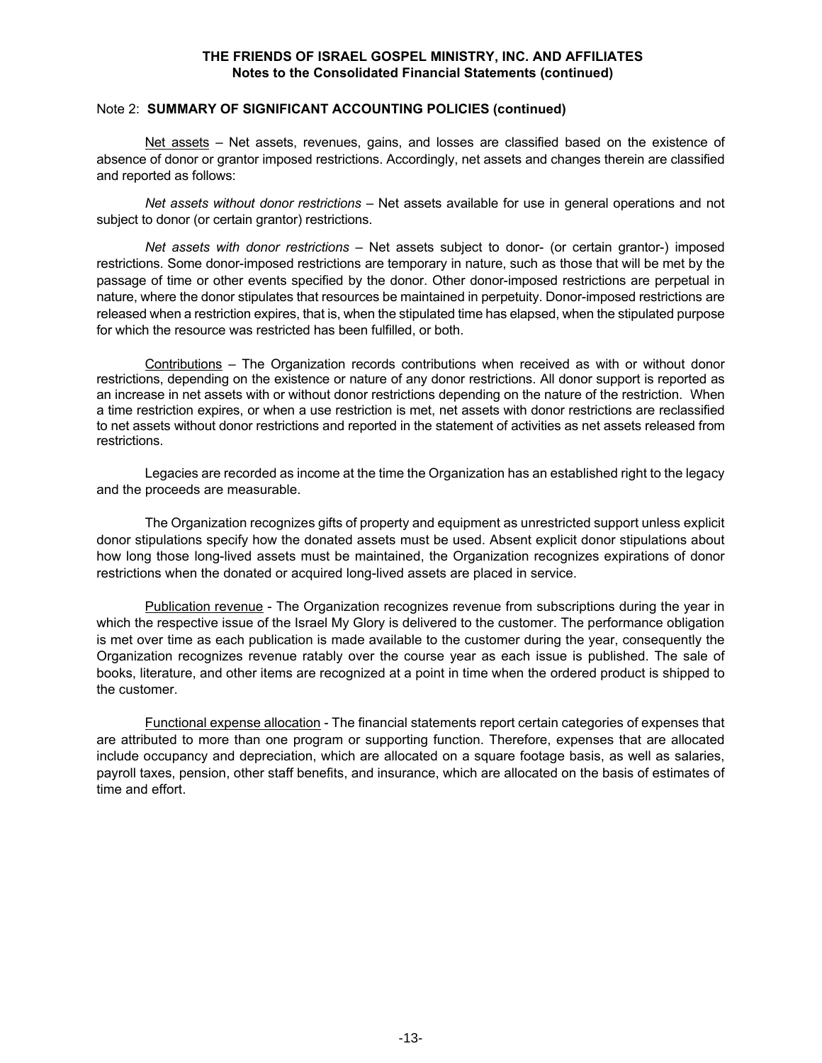## Note 2: SUMMARY OF SIGNIFICANT ACCOUNTING POLICIES (continued)

Net assets – Net assets, revenues, gains, and losses are classified based on the existence of absence of donor or grantor imposed restrictions. Accordingly, net assets and changes therein are classified and reported as follows:

*Net assets without donor restrictions* – Net assets available for use in general operations and not subject to donor (or certain grantor) restrictions.

*Net assets with donor restrictions* – Net assets subject to donor- (or certain grantor-) imposed restrictions. Some donor-imposed restrictions are temporary in nature, such as those that will be met by the passage of time or other events specified by the donor. Other donor-imposed restrictions are perpetual in nature, where the donor stipulates that resources be maintained in perpetuity. Donor-imposed restrictions are released when a restriction expires, that is, when the stipulated time has elapsed, when the stipulated purpose for which the resource was restricted has been fulfilled, or both.

Contributions – The Organization records contributions when received as with or without donor restrictions, depending on the existence or nature of any donor restrictions. All donor support is reported as an increase in net assets with or without donor restrictions depending on the nature of the restriction. When a time restriction expires, or when a use restriction is met, net assets with donor restrictions are reclassified to net assets without donor restrictions and reported in the statement of activities as net assets released from restrictions.

Legacies are recorded as income at the time the Organization has an established right to the legacy and the proceeds are measurable.

The Organization recognizes gifts of property and equipment as unrestricted support unless explicit donor stipulations specify how the donated assets must be used. Absent explicit donor stipulations about how long those long-lived assets must be maintained, the Organization recognizes expirations of donor restrictions when the donated or acquired long-lived assets are placed in service.

Publication revenue - The Organization recognizes revenue from subscriptions during the year in which the respective issue of the Israel My Glory is delivered to the customer. The performance obligation is met over time as each publication is made available to the customer during the year, consequently the Organization recognizes revenue ratably over the course year as each issue is published. The sale of books, literature, and other items are recognized at a point in time when the ordered product is shipped to the customer.

Functional expense allocation - The financial statements report certain categories of expenses that are attributed to more than one program or supporting function. Therefore, expenses that are allocated include occupancy and depreciation, which are allocated on a square footage basis, as well as salaries, payroll taxes, pension, other staff benefits, and insurance, which are allocated on the basis of estimates of time and effort.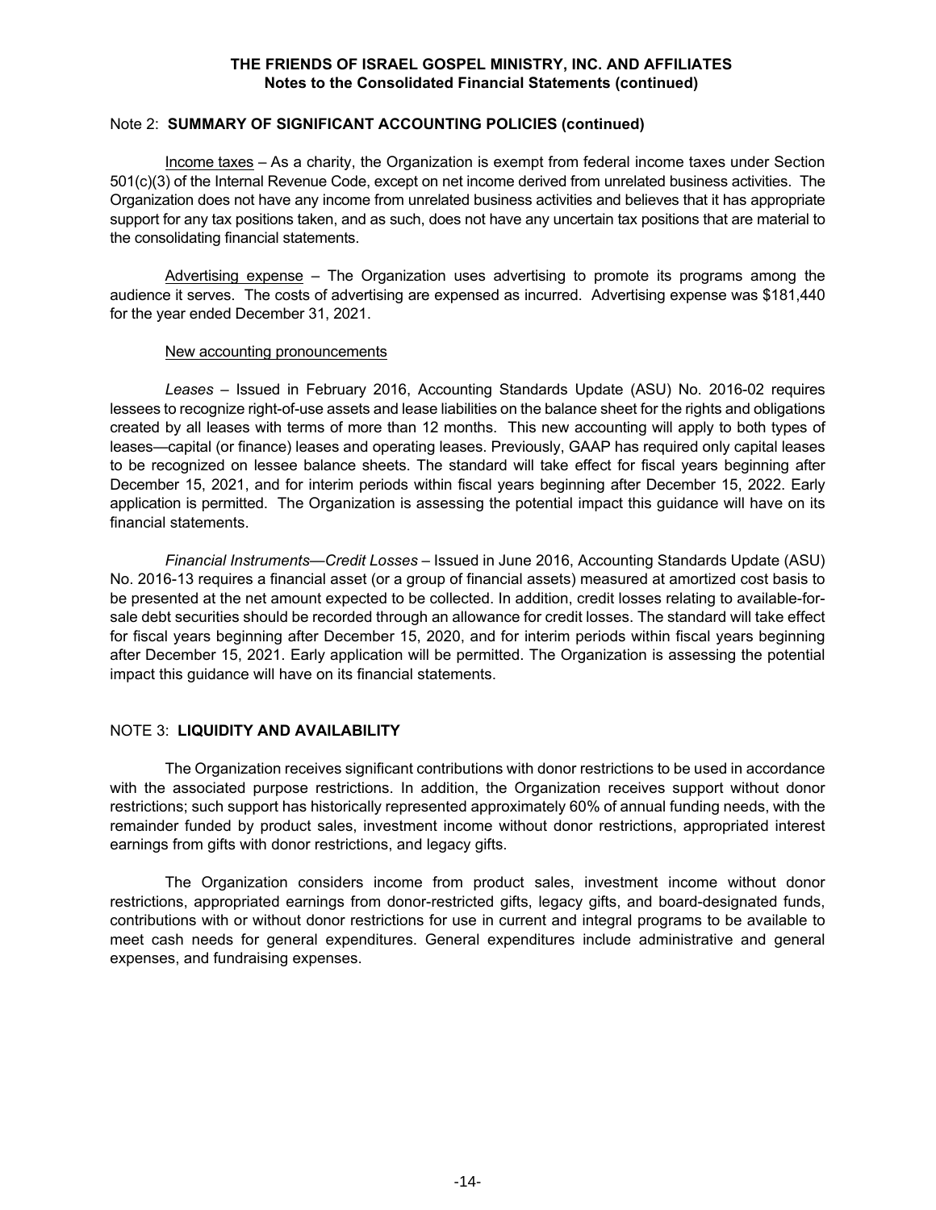## Note 2: **SUMMARY OF SIGNIFICANT ACCOUNTING POLICIES (continued)**

Income taxes – As a charity, the Organization is exempt from federal income taxes under Section 501(c)(3) of the Internal Revenue Code, except on net income derived from unrelated business activities. The Organization does not have any income from unrelated business activities and believes that it has appropriate support for any tax positions taken, and as such, does not have any uncertain tax positions that are material to the consolidating financial statements.

Advertising expense – The Organization uses advertising to promote its programs among the audience it serves. The costs of advertising are expensed as incurred. Advertising expense was $181,440 for the year ended December 31, 2021.

New accounting pronouncements

*Leases* – Issued in February 2016, Accounting Standards Update (ASU) No. 2016-02 requires lessees to recognize right-of-use assets and lease liabilities on the balance sheet for the rights and obligations created by all leases with terms of more than 12 months. This new accounting will apply to both types of leases—capital (or finance) leases and operating leases. Previously, GAAP has required only capital leases to be recognized on lessee balance sheets. The standard will take effect for fiscal years beginning after December 15, 2021, and for interim periods within fiscal years beginning after December 15, 2022. Early application is permitted. The Organization is assessing the potential impact this guidance will have on its financial statements.

*Financial Instruments—Credit Losses* – Issued in June 2016, Accounting Standards Update (ASU) No. 2016-13 requires a financial asset (or a group of financial assets) measured at amortized cost basis to be presented at the net amount expected to be collected. In addition, credit losses relating to available-for-sale debt securities should be recorded through an allowance for credit losses. The standard will take effect for fiscal years beginning after December 15, 2020, and for interim periods within fiscal years beginning after December 15, 2021. Early application will be permitted. The Organization is assessing the potential impact this guidance will have on its financial statements.

## NOTE 3: **LIQUIDITY AND AVAILABILITY**

The Organization receives significant contributions with donor restrictions to be used in accordance with the associated purpose restrictions. In addition, the Organization receives support without donor restrictions; such support has historically represented approximately 60% of annual funding needs, with the remainder funded by product sales, investment income without donor restrictions, appropriated interest earnings from gifts with donor restrictions, and legacy gifts.

The Organization considers income from product sales, investment income without donor restrictions, appropriated earnings from donor-restricted gifts, legacy gifts, and board-designated funds, contributions with or without donor restrictions for use in current and integral programs to be available to meet cash needs for general expenditures. General expenditures include administrative and general expenses, and fundraising expenses.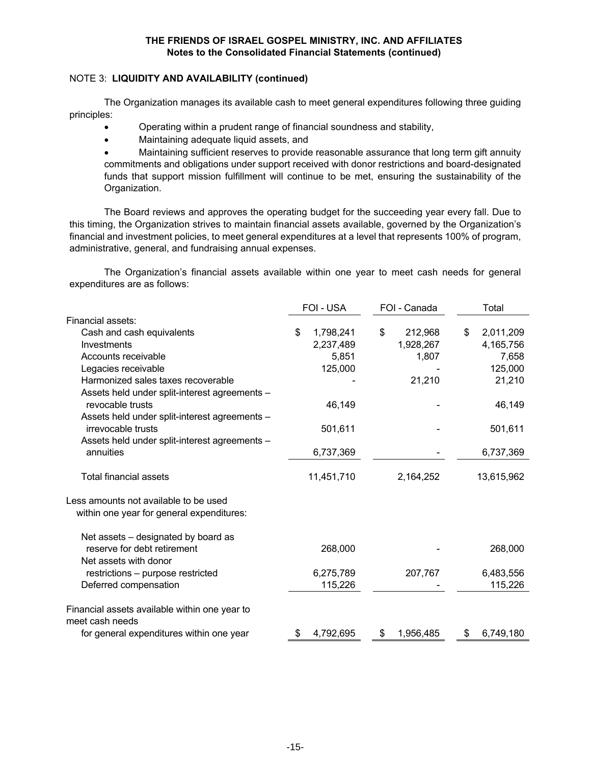NOTE 3: **LIQUIDITY AND AVAILABILITY (continued)**

The Organization manages its available cash to meet general expenditures following three guiding principles:

- Operating within a prudent range of financial soundness and stability,
- Maintaining adequate liquid assets, and
- Maintaining sufficient reserves to provide reasonable assurance that long term gift annuity commitments and obligations under support received with donor restrictions and board-designated funds that support mission fulfillment will continue to be met, ensuring the sustainability of the Organization.

The Board reviews and approves the operating budget for the succeeding year every fall. Due to this timing, the Organization strives to maintain financial assets available, governed by the Organization's financial and investment policies, to meet general expenditures at a level that represents 100% of program, administrative, general, and fundraising annual expenses.

The Organization's financial assets available within one year to meet cash needs for general expenditures are as follows:

| | FOI - USA | FOI - Canada | Total |
|---|---|---|---|
| Financial assets: | | | |
| Cash and cash equivalents | $ 1,798,241 | $ 212,968 | $ 2,011,209 |
| Investments | 2,237,489 | 1,928,267 | 4,165,756 |
| Accounts receivable | 5,851 | 1,807 | 7,658 |
| Legacies receivable | 125,000 | - | 125,000 |
| Harmonized sales taxes recoverable | - | 21,210 | 21,210 |
| Assets held under split-interest agreements – revocable trusts | 46,149 | - | 46,149 |
| Assets held under split-interest agreements – irrevocable trusts | 501,611 | - | 501,611 |
| Assets held under split-interest agreements – annuities | 6,737,369 | - | 6,737,369 |
| Total financial assets | 11,451,710 | 2,164,252 | 13,615,962 |
| Less amounts not available to be used within one year for general expenditures: | | | |
| Net assets – designated by board as reserve for debt retirement | 268,000 | - | 268,000 |
| Net assets with donor restrictions – purpose restricted | 6,275,789 | 207,767 | 6,483,556 |
| Deferred compensation | 115,226 | - | 115,226 |
| Financial assets available within one year to meet cash needs for general expenditures within one year | $ 4,792,695 | $ 1,956,485 | $ 6,749,180 |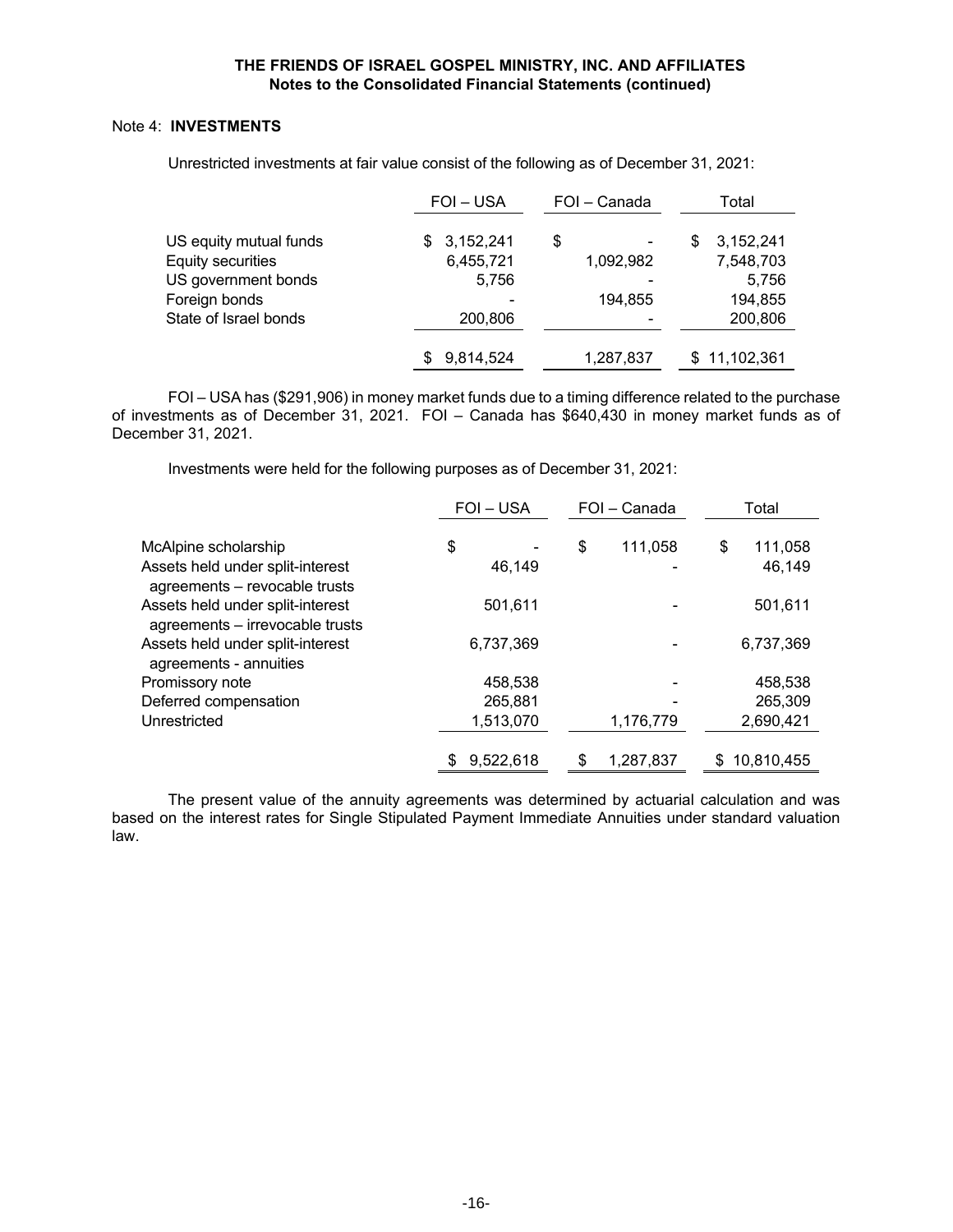Note 4: **INVESTMENTS**

Unrestricted investments at fair value consist of the following as of December 31, 2021:

| | FOI – USA | FOI – Canada | Total |
|---|---|---|---|
| US equity mutual funds | $ 3,152,241 | $ - | $ 3,152,241 |
| Equity securities | 6,455,721 | 1,092,982 | 7,548,703 |
| US government bonds | 5,756 | - | 5,756 |
| Foreign bonds | - | 194,855 | 194,855 |
| State of Israel bonds | 200,806 | - | 200,806 |
| | $ 9,814,524 | 1,287,837 | $ 11,102,361 |

FOI – USA has ($291,906) in money market funds due to a timing difference related to the purchase of investments as of December 31, 2021. FOI – Canada has $640,430 in money market funds as of December 31, 2021.

Investments were held for the following purposes as of December 31, 2021:

| | FOI – USA | FOI – Canada | Total |
|---|---|---|---|
| McAlpine scholarship | $ - | $ 111,058 | $ 111,058 |
| Assets held under split-interest agreements – revocable trusts | 46,149 | - | 46,149 |
| Assets held under split-interest agreements – irrevocable trusts | 501,611 | - | 501,611 |
| Assets held under split-interest agreements - annuities | 6,737,369 | - | 6,737,369 |
| Promissory note | 458,538 | - | 458,538 |
| Deferred compensation | 265,881 | - | 265,309 |
| Unrestricted | 1,513,070 | 1,176,779 | 2,690,421 |
| | $ 9,522,618 | $ 1,287,837 | $ 10,810,455 |

The present value of the annuity agreements was determined by actuarial calculation and was based on the interest rates for Single Stipulated Payment Immediate Annuities under standard valuation law.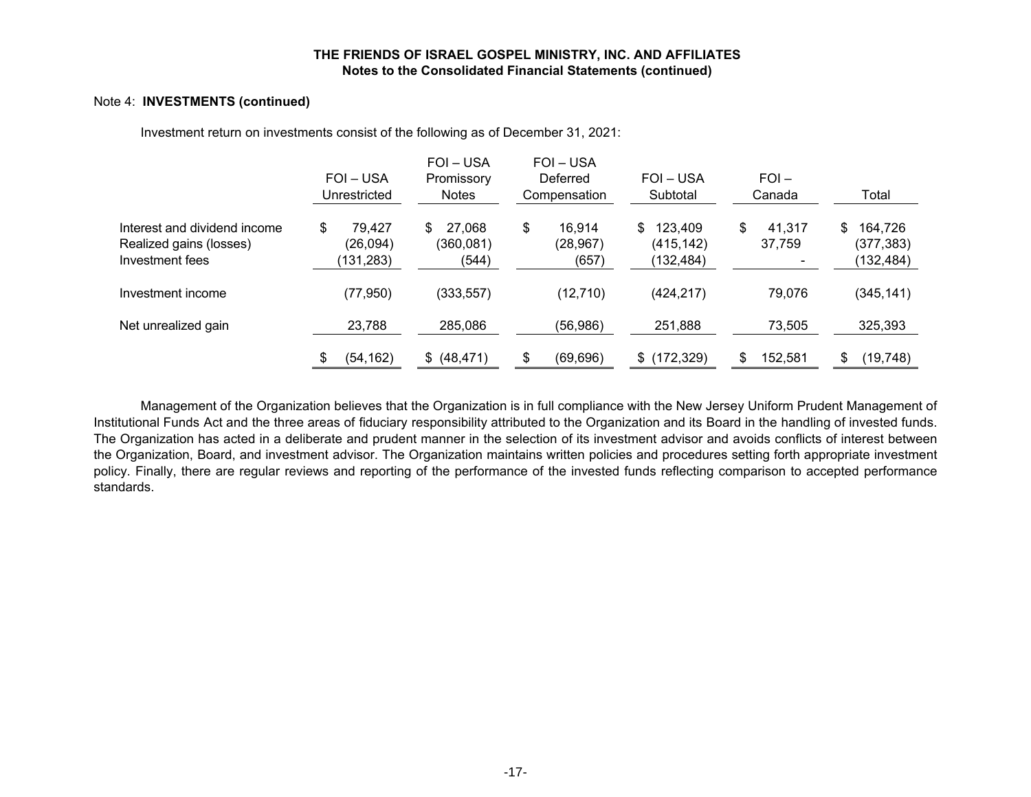Note 4: **INVESTMENTS (continued)**

Investment return on investments consist of the following as of December 31, 2021:

| | FOI – USA Unrestricted | FOI – USA Promissory Notes | FOI – USA Deferred Compensation | FOI – USA Subtotal | FOI – Canada | Total |
|---|---|---|---|---|---|---|
| Interest and dividend income | $ 79,427 | $ 27,068 | $ 16,914 | $ 123,409 | $ 41,317 | $ 164,726 |
| Realized gains (losses) | (26,094) | (360,081) | (28,967) | (415,142) | 37,759 | (377,383) |
| Investment fees | (131,283) | (544) | (657) | (132,484) | - | (132,484) |
| Investment income | (77,950) | (333,557) | (12,710) | (424,217) | 79,076 | (345,141) |
| Net unrealized gain | 23,788 | 285,086 | (56,986) | 251,888 | 73,505 | 325,393 |
| | $ (54,162) | $ (48,471) | $ (69,696) | $ (172,329) | $ 152,581 | $ (19,748) |

Management of the Organization believes that the Organization is in full compliance with the New Jersey Uniform Prudent Management of Institutional Funds Act and the three areas of fiduciary responsibility attributed to the Organization and its Board in the handling of invested funds. The Organization has acted in a deliberate and prudent manner in the selection of its investment advisor and avoids conflicts of interest between the Organization, Board, and investment advisor. The Organization maintains written policies and procedures setting forth appropriate investment policy. Finally, there are regular reviews and reporting of the performance of the invested funds reflecting comparison to accepted performance standards.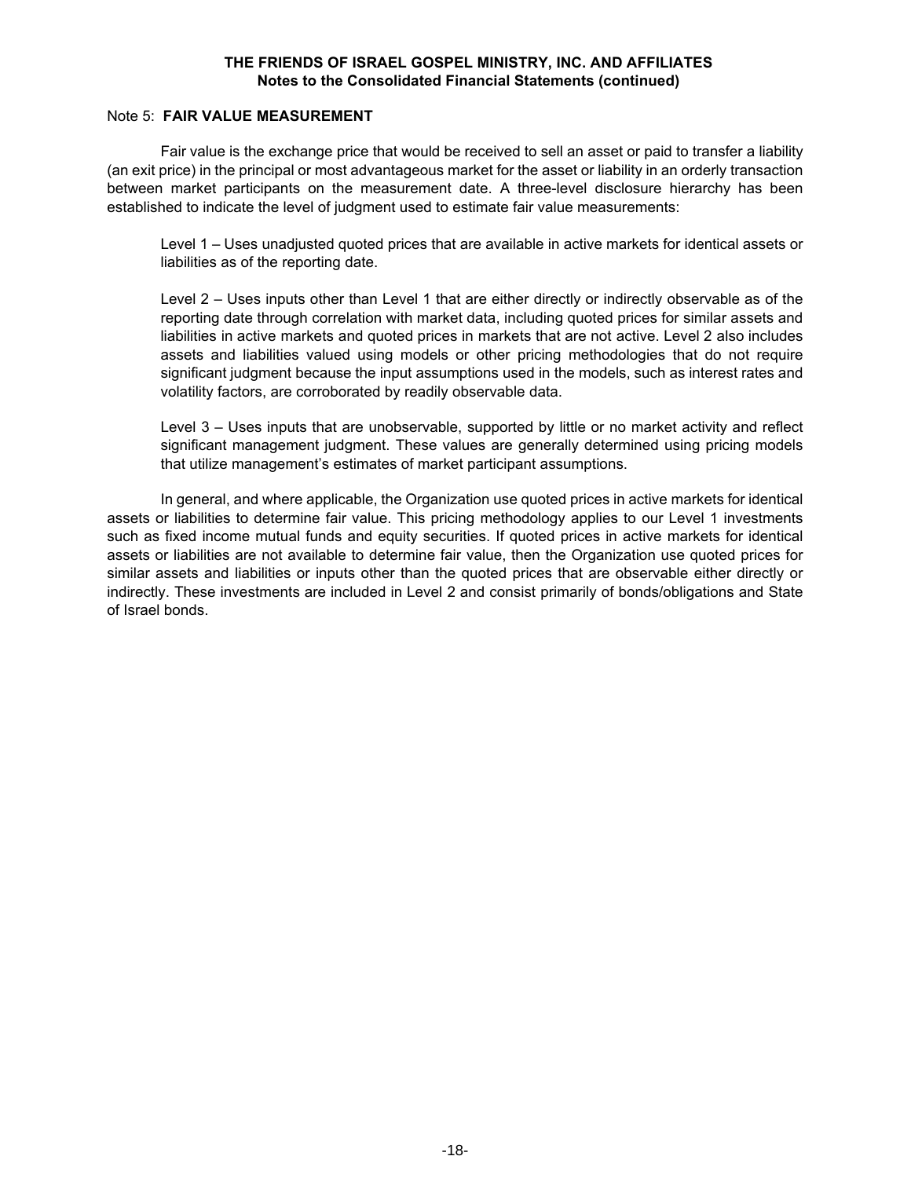Note 5: **FAIR VALUE MEASUREMENT**

Fair value is the exchange price that would be received to sell an asset or paid to transfer a liability (an exit price) in the principal or most advantageous market for the asset or liability in an orderly transaction between market participants on the measurement date. A three-level disclosure hierarchy has been established to indicate the level of judgment used to estimate fair value measurements:

Level 1 – Uses unadjusted quoted prices that are available in active markets for identical assets or liabilities as of the reporting date.

Level 2 – Uses inputs other than Level 1 that are either directly or indirectly observable as of the reporting date through correlation with market data, including quoted prices for similar assets and liabilities in active markets and quoted prices in markets that are not active. Level 2 also includes assets and liabilities valued using models or other pricing methodologies that do not require significant judgment because the input assumptions used in the models, such as interest rates and volatility factors, are corroborated by readily observable data.

Level 3 – Uses inputs that are unobservable, supported by little or no market activity and reflect significant management judgment. These values are generally determined using pricing models that utilize management's estimates of market participant assumptions.

In general, and where applicable, the Organization use quoted prices in active markets for identical assets or liabilities to determine fair value. This pricing methodology applies to our Level 1 investments such as fixed income mutual funds and equity securities. If quoted prices in active markets for identical assets or liabilities are not available to determine fair value, then the Organization use quoted prices for similar assets and liabilities or inputs other than the quoted prices that are observable either directly or indirectly. These investments are included in Level 2 and consist primarily of bonds/obligations and State of Israel bonds.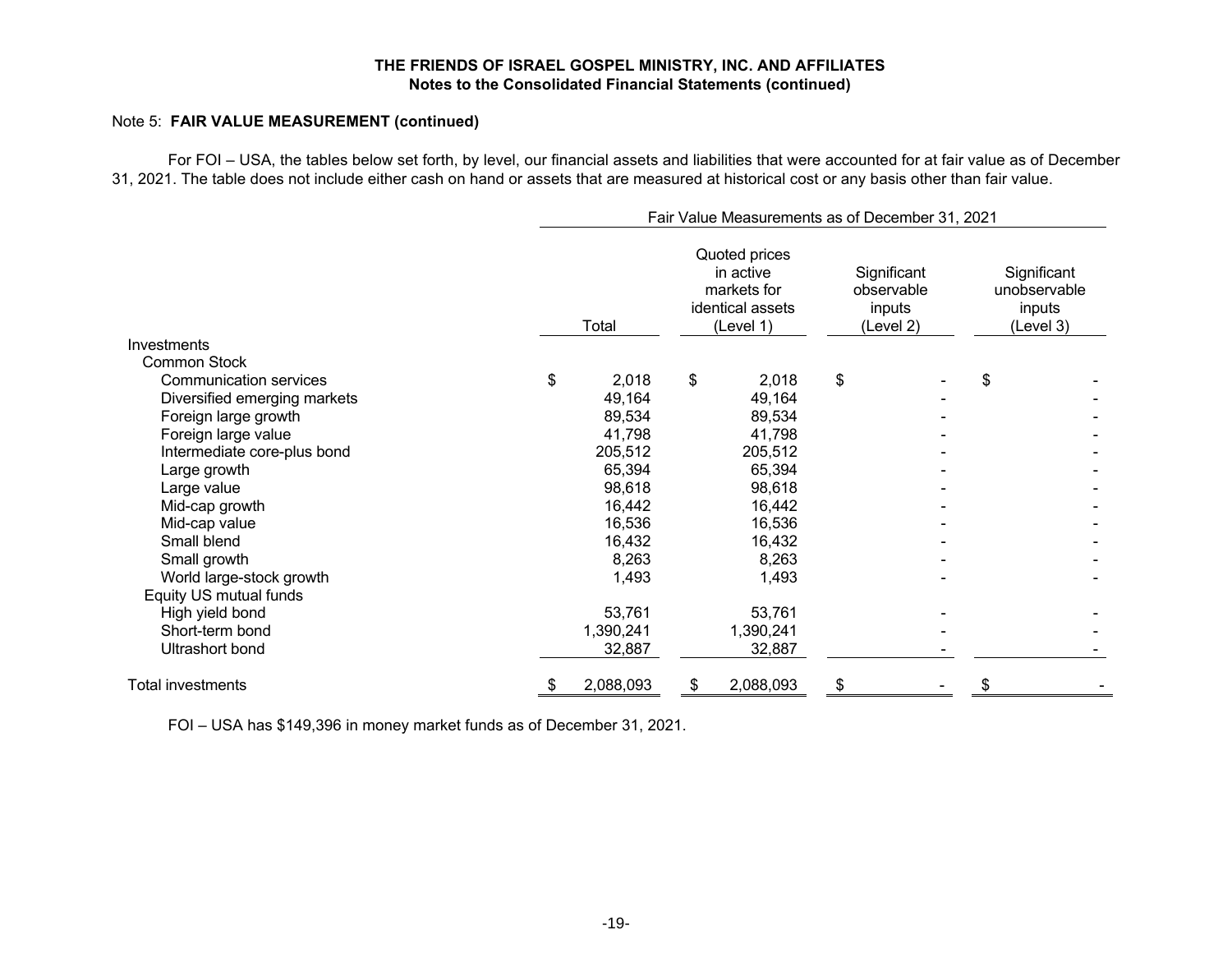Note 5: **FAIR VALUE MEASUREMENT (continued)**

For FOI – USA, the tables below set forth, by level, our financial assets and liabilities that were accounted for at fair value as of December 31, 2021. The table does not include either cash on hand or assets that are measured at historical cost or any basis other than fair value.

| | Fair Value Measurements as of December 31, 2021 | | | |
|---|---|---|---|---|
| | Total | Quoted prices in active markets for identical assets (Level 1) | Significant observable inputs (Level 2) | Significant unobservable inputs (Level 3) |
| Investments | | | | |
| Common Stock | | | | |
| Communication services | $ 2,018 | $ 2,018 | $ - | $ - |
| Diversified emerging markets | 49,164 | 49,164 | - | - |
| Foreign large growth | 89,534 | 89,534 | - | - |
| Foreign large value | 41,798 | 41,798 | - | - |
| Intermediate core-plus bond | 205,512 | 205,512 | - | - |
| Large growth | 65,394 | 65,394 | - | - |
| Large value | 98,618 | 98,618 | - | - |
| Mid-cap growth | 16,442 | 16,442 | - | - |
| Mid-cap value | 16,536 | 16,536 | - | - |
| Small blend | 16,432 | 16,432 | - | - |
| Small growth | 8,263 | 8,263 | - | - |
| World large-stock growth | 1,493 | 1,493 | - | - |
| Equity US mutual funds | | | | |
| High yield bond | 53,761 | 53,761 | - | - |
| Short-term bond | 1,390,241 | 1,390,241 | - | - |
| Ultrashort bond | 32,887 | 32,887 | - | - |
| Total investments | $ 2,088,093 | $ 2,088,093 | $ - | $ - |

FOI – USA has $149,396 in money market funds as of December 31, 2021.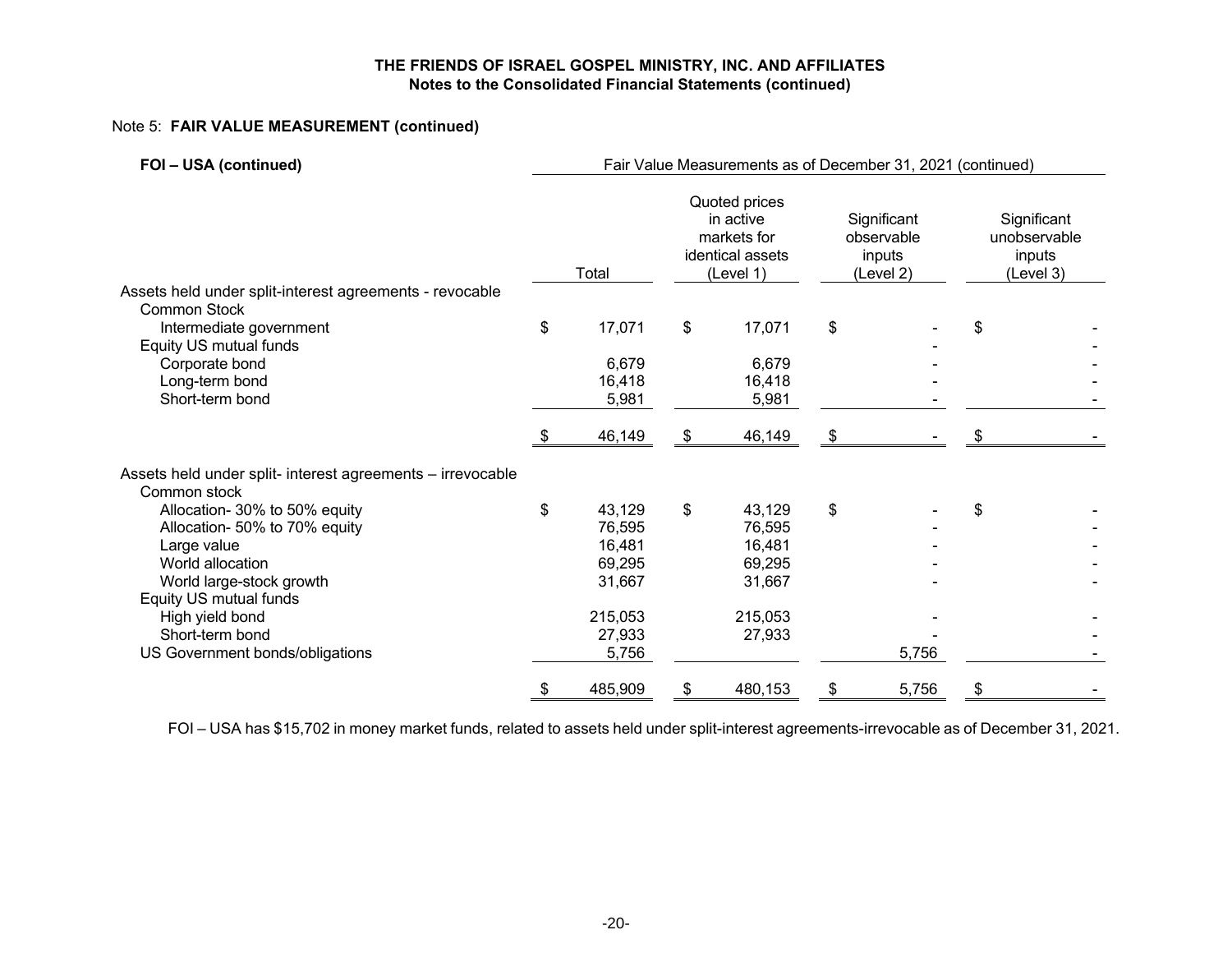**THE FRIENDS OF ISRAEL GOSPEL MINISTRY, INC. AND AFFILIATES**
**Notes to the Consolidated Financial Statements (continued)**

Note 5: **FAIR VALUE MEASUREMENT (continued)**

| **FOI – USA (continued)** | Fair Value Measurements as of December 31, 2021 (continued) | | | |
|---|---|---|---|---|
| | Total | Quoted prices in active markets for identical assets (Level 1) | Significant observable inputs (Level 2) | Significant unobservable inputs (Level 3) |
| Assets held under split-interest agreements - revocable | | | | |
| Common Stock | | | | |
| Intermediate government | $ 17,071 | $ 17,071 | $ - | $ - |
| Equity US mutual funds | | | - | - |
| Corporate bond | 6,679 | 6,679 | - | - |
| Long-term bond | 16,418 | 16,418 | - | - |
| Short-term bond | 5,981 | 5,981 | - | - |
| | $ 46,149 | $ 46,149 | $ - | $ - |
| Assets held under split- interest agreements – irrevocable | | | | |
| Common stock | | | | |
| Allocation- 30% to 50% equity | $ 43,129 | $ 43,129 | $ - | $ - |
| Allocation- 50% to 70% equity | 76,595 | 76,595 | - | - |
| Large value | 16,481 | 16,481 | - | - |
| World allocation | 69,295 | 69,295 | - | - |
| World large-stock growth | 31,667 | 31,667 | - | - |
| Equity US mutual funds | | | | |
| High yield bond | 215,053 | 215,053 | - | - |
| Short-term bond | 27,933 | 27,933 | - | - |
| US Government bonds/obligations | 5,756 | | 5,756 | - |
| | $ 485,909 | $ 480,153 | $ 5,756 | $ - |

FOI – USA has $15,702 in money market funds, related to assets held under split-interest agreements-irrevocable as of December 31, 2021.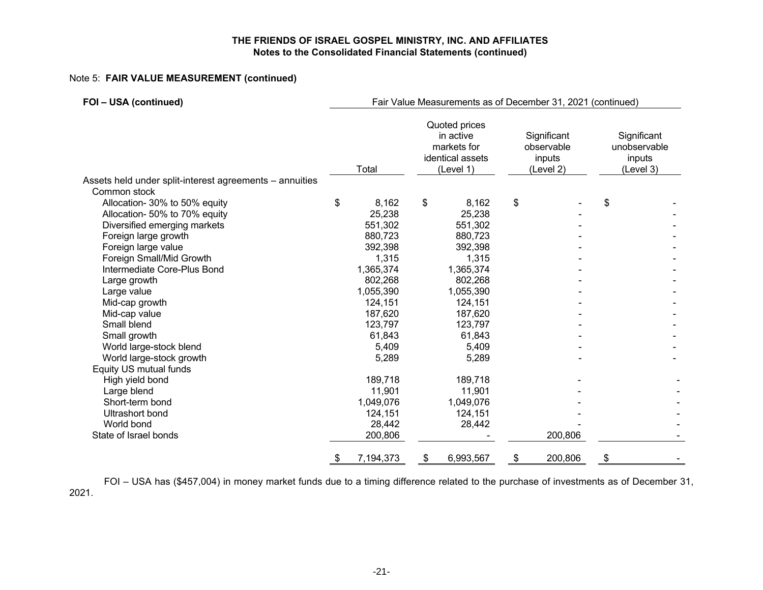Note 5: **FAIR VALUE MEASUREMENT (continued)**

| **FOI – USA (continued)** | Fair Value Measurements as of December 31, 2021 (continued) | | | |
|---|---|---|---|---|
| | Total | Quoted prices in active markets for identical assets (Level 1) | Significant observable inputs (Level 2) | Significant unobservable inputs (Level 3) |
| Assets held under split-interest agreements – annuities | | | | |
| Common stock | | | | |
| Allocation- 30% to 50% equity | $ 8,162 | $ 8,162 | $ - | $ - |
| Allocation- 50% to 70% equity | 25,238 | 25,238 | - | - |
| Diversified emerging markets | 551,302 | 551,302 | - | - |
| Foreign large growth | 880,723 | 880,723 | - | - |
| Foreign large value | 392,398 | 392,398 | - | - |
| Foreign Small/Mid Growth | 1,315 | 1,315 | - | - |
| Intermediate Core-Plus Bond | 1,365,374 | 1,365,374 | - | - |
| Large growth | 802,268 | 802,268 | - | - |
| Large value | 1,055,390 | 1,055,390 | - | - |
| Mid-cap growth | 124,151 | 124,151 | - | - |
| Mid-cap value | 187,620 | 187,620 | - | - |
| Small blend | 123,797 | 123,797 | - | - |
| Small growth | 61,843 | 61,843 | - | - |
| World large-stock blend | 5,409 | 5,409 | - | - |
| World large-stock growth | 5,289 | 5,289 | - | - |
| Equity US mutual funds | | | | |
| High yield bond | 189,718 | 189,718 | - | - |
| Large blend | 11,901 | 11,901 | - | - |
| Short-term bond | 1,049,076 | 1,049,076 | - | - |
| Ultrashort bond | 124,151 | 124,151 | - | - |
| World bond | 28,442 | 28,442 | - | - |
| State of Israel bonds | 200,806 | - | 200,806 | - |
| | $ 7,194,373 | $ 6,993,567 | $ 200,806 | $ - |

FOI – USA has ($457,004) in money market funds due to a timing difference related to the purchase of investments as of December 31, 2021.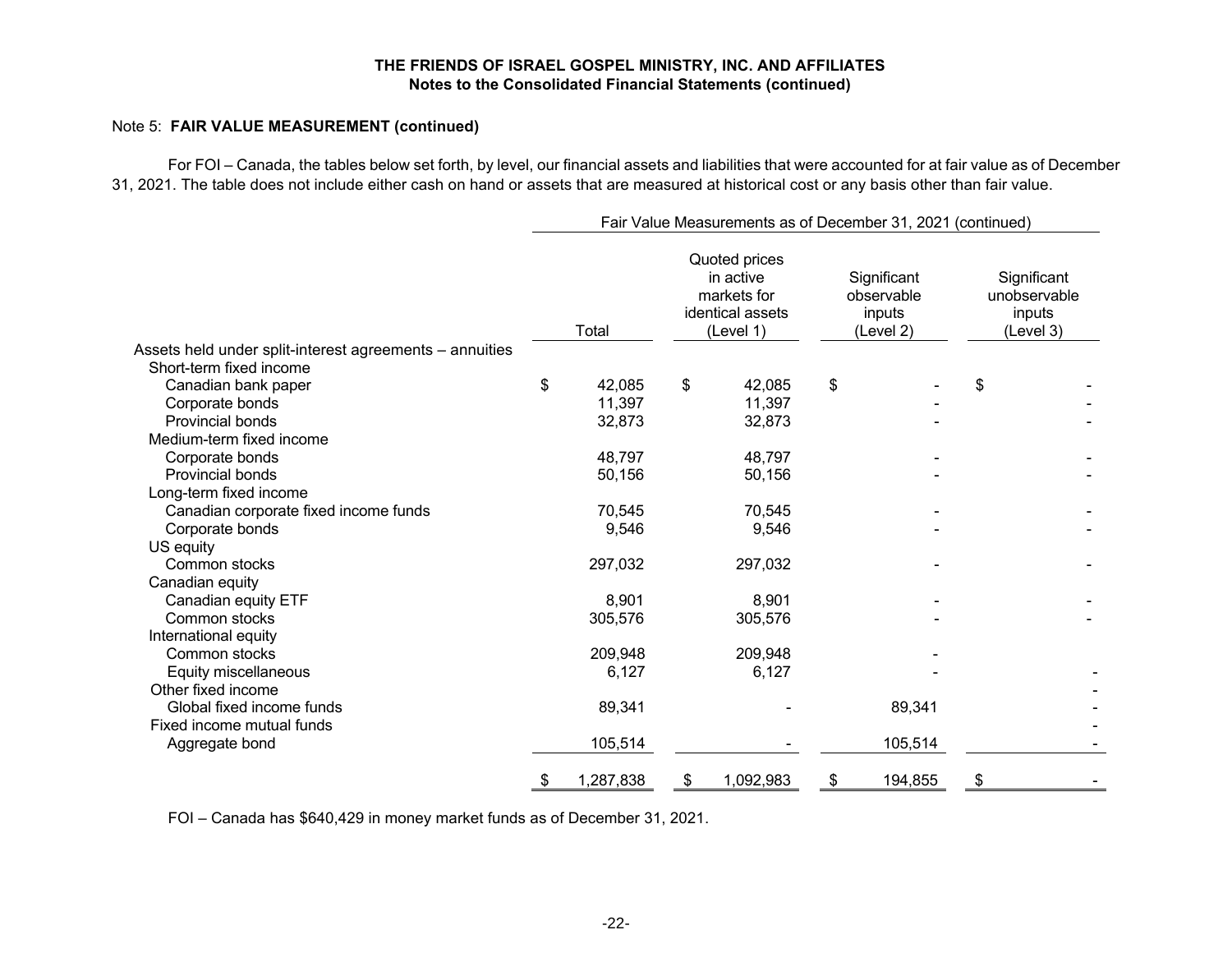# THE FRIENDS OF ISRAEL GOSPEL MINISTRY, INC. AND AFFILIATES
## Notes to the Consolidated Financial Statements (continued)

Note 5: **FAIR VALUE MEASUREMENT (continued)**

For FOI – Canada, the tables below set forth, by level, our financial assets and liabilities that were accounted for at fair value as of December 31, 2021. The table does not include either cash on hand or assets that are measured at historical cost or any basis other than fair value.

| | Fair Value Measurements as of December 31, 2021 (continued) | | | |
|---|---|---|---|---|
| | Total | Quoted prices in active markets for identical assets (Level 1) | Significant observable inputs (Level 2) | Significant unobservable inputs (Level 3) |
| Assets held under split-interest agreements – annuities | | | | |
| Short-term fixed income | | | | |
| Canadian bank paper | $ 42,085 | $ 42,085 | $ - | $ - |
| Corporate bonds | 11,397 | 11,397 | - | - |
| Provincial bonds | 32,873 | 32,873 | - | - |
| Medium-term fixed income | | | | |
| Corporate bonds | 48,797 | 48,797 | - | - |
| Provincial bonds | 50,156 | 50,156 | - | - |
| Long-term fixed income | | | | |
| Canadian corporate fixed income funds | 70,545 | 70,545 | - | - |
| Corporate bonds | 9,546 | 9,546 | - | - |
| US equity | | | | |
| Common stocks | 297,032 | 297,032 | - | - |
| Canadian equity | | | | |
| Canadian equity ETF | 8,901 | 8,901 | - | - |
| Common stocks | 305,576 | 305,576 | - | - |
| International equity | | | | |
| Common stocks | 209,948 | 209,948 | - | |
| Equity miscellaneous | 6,127 | 6,127 | - | - |
| Other fixed income | | | | - |
| Global fixed income funds | 89,341 | - | 89,341 | - |
| Fixed income mutual funds | | | | - |
| Aggregate bond | 105,514 | - | 105,514 | - |
| | $ 1,287,838 | $ 1,092,983 | $ 194,855 | $ - |

FOI – Canada has $640,429 in money market funds as of December 31, 2021.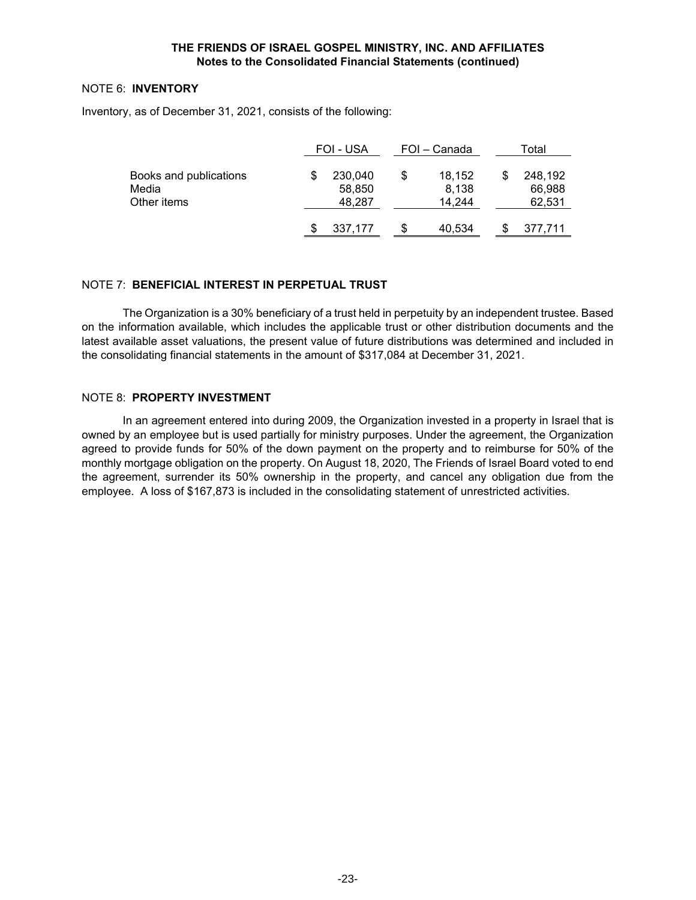NOTE 6: **INVENTORY**

Inventory, as of December 31, 2021, consists of the following:

| | FOI - USA | FOI – Canada | Total |
|---|---|---|---|
| Books and publications | $ 230,040 | $ 18,152 | $ 248,192 |
| Media | 58,850 | 8,138 | 66,988 |
| Other items | 48,287 | 14,244 | 62,531 |
| | $ 337,177 | $ 40,534 | $ 377,711 |

NOTE 7: **BENEFICIAL INTEREST IN PERPETUAL TRUST**

The Organization is a 30% beneficiary of a trust held in perpetuity by an independent trustee. Based on the information available, which includes the applicable trust or other distribution documents and the latest available asset valuations, the present value of future distributions was determined and included in the consolidating financial statements in the amount of $317,084 at December 31, 2021.

NOTE 8: **PROPERTY INVESTMENT**

In an agreement entered into during 2009, the Organization invested in a property in Israel that is owned by an employee but is used partially for ministry purposes. Under the agreement, the Organization agreed to provide funds for 50% of the down payment on the property and to reimburse for 50% of the monthly mortgage obligation on the property. On August 18, 2020, The Friends of Israel Board voted to end the agreement, surrender its 50% ownership in the property, and cancel any obligation due from the employee. A loss of $167,873 is included in the consolidating statement of unrestricted activities.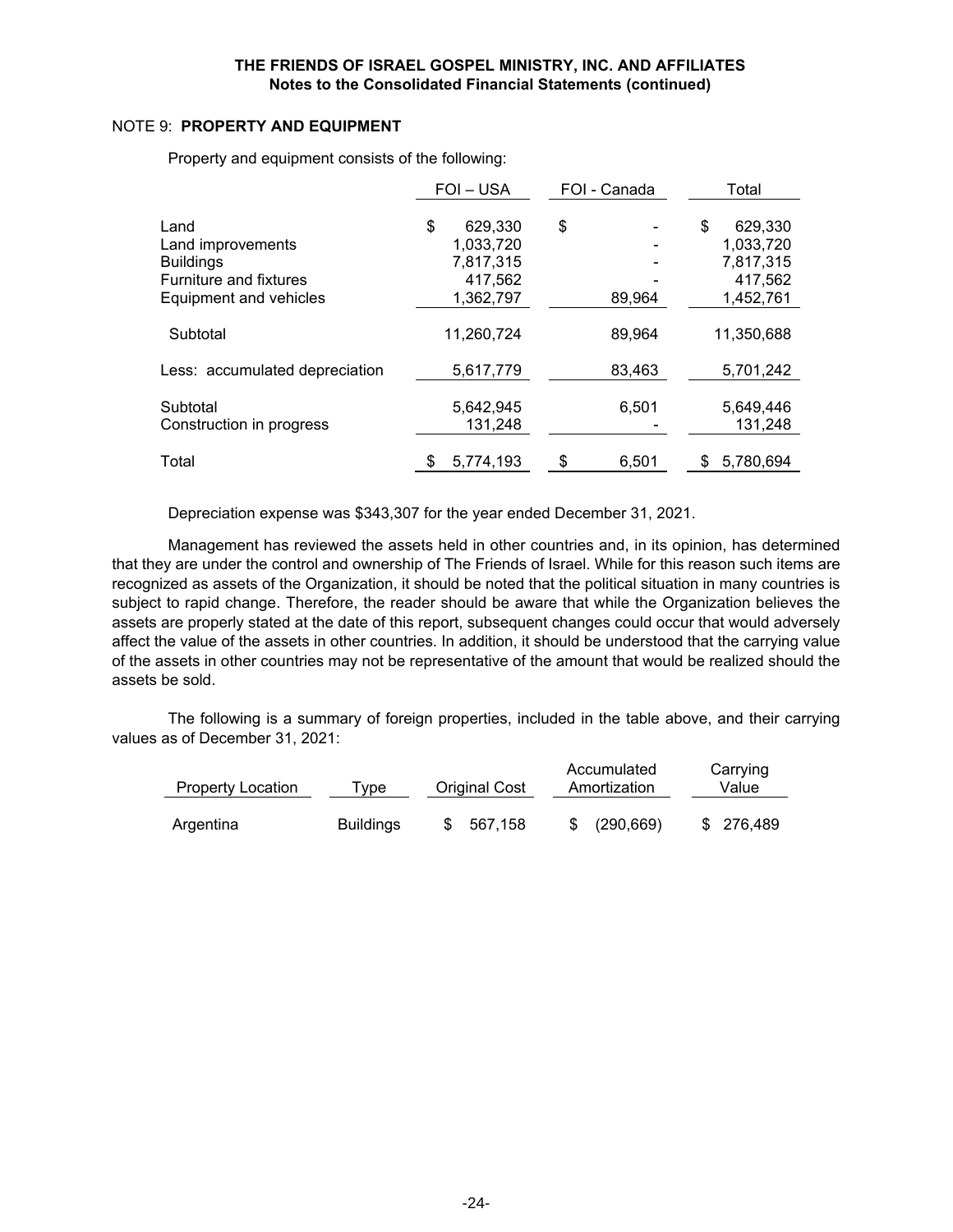**THE FRIENDS OF ISRAEL GOSPEL MINISTRY, INC. AND AFFILIATES**
**Notes to the Consolidated Financial Statements (continued)**

NOTE 9: **PROPERTY AND EQUIPMENT**

Property and equipment consists of the following:

| | FOI – USA | FOI - Canada | Total |
|---|---|---|---|
| Land | $ 629,330 | $ - | $ 629,330 |
| Land improvements | 1,033,720 | - | 1,033,720 |
| Buildings | 7,817,315 | - | 7,817,315 |
| Furniture and fixtures | 417,562 | - | 417,562 |
| Equipment and vehicles | 1,362,797 | 89,964 | 1,452,761 |
| Subtotal | 11,260,724 | 89,964 | 11,350,688 |
| Less: accumulated depreciation | 5,617,779 | 83,463 | 5,701,242 |
| Subtotal | 5,642,945 | 6,501 | 5,649,446 |
| Construction in progress | 131,248 | - | 131,248 |
| Total | $ 5,774,193 | $ 6,501 | $ 5,780,694 |

Depreciation expense was $343,307 for the year ended December 31, 2021.

Management has reviewed the assets held in other countries and, in its opinion, has determined that they are under the control and ownership of The Friends of Israel. While for this reason such items are recognized as assets of the Organization, it should be noted that the political situation in many countries is subject to rapid change. Therefore, the reader should be aware that while the Organization believes the assets are properly stated at the date of this report, subsequent changes could occur that would adversely affect the value of the assets in other countries. In addition, it should be understood that the carrying value of the assets in other countries may not be representative of the amount that would be realized should the assets be sold.

The following is a summary of foreign properties, included in the table above, and their carrying values as of December 31, 2021:

| Property Location | Type | Original Cost | Accumulated Amortization | Carrying Value |
|---|---|---|---|---|
| Argentina | Buildings | $ 567,158 | $ (290,669) | $ 276,489 |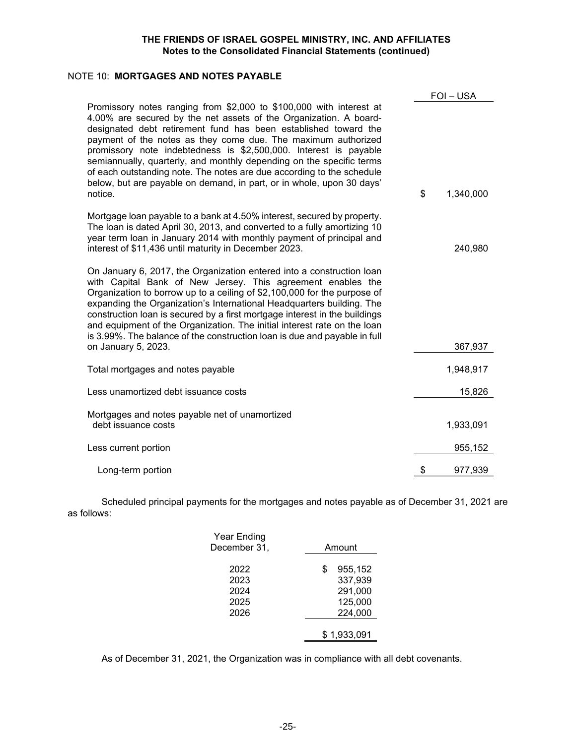# THE FRIENDS OF ISRAEL GOSPEL MINISTRY, INC. AND AFFILIATES
**Notes to the Consolidated Financial Statements (continued)**

NOTE 10: **MORTGAGES AND NOTES PAYABLE**

| | FOI – USA |
|---|---|
| Promissory notes ranging from \$2,000 to \$100,000 with interest at 4.00% are secured by the net assets of the Organization. A board-designated debt retirement fund has been established toward the payment of the notes as they come due. The maximum authorized promissory note indebtedness is \$2,500,000. Interest is payable semiannually, quarterly, and monthly depending on the specific terms of each outstanding note. The notes are due according to the schedule below, but are payable on demand, in part, or in whole, upon 30 days' notice. | \$ 1,340,000 |
| Mortgage loan payable to a bank at 4.50% interest, secured by property. The loan is dated April 30, 2013, and converted to a fully amortizing 10 year term loan in January 2014 with monthly payment of principal and interest of \$11,436 until maturity in December 2023. | 240,980 |
| On January 6, 2017, the Organization entered into a construction loan with Capital Bank of New Jersey. This agreement enables the Organization to borrow up to a ceiling of \$2,100,000 for the purpose of expanding the Organization's International Headquarters building. The construction loan is secured by a first mortgage interest in the buildings and equipment of the Organization. The initial interest rate on the loan is 3.99%. The balance of the construction loan is due and payable in full on January 5, 2023. | 367,937 |
| Total mortgages and notes payable | 1,948,917 |
| Less unamortized debt issuance costs | 15,826 |
| Mortgages and notes payable net of unamortized debt issuance costs | 1,933,091 |
| Less current portion | 955,152 |
| Long-term portion | \$ 977,939 |

Scheduled principal payments for the mortgages and notes payable as of December 31, 2021 are as follows:

| Year Ending December 31, | Amount |
|---|---|
| 2022 | \$ 955,152 |
| 2023 | 337,939 |
| 2024 | 291,000 |
| 2025 | 125,000 |
| 2026 | 224,000 |
| | \$ 1,933,091 |

As of December 31, 2021, the Organization was in compliance with all debt covenants.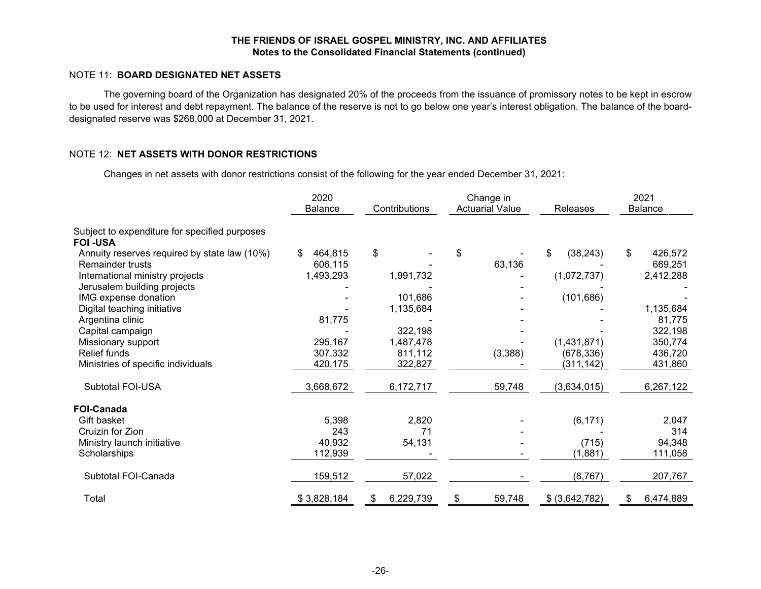### NOTE 11: BOARD DESIGNATED NET ASSETS

The governing board of the Organization has designated 20% of the proceeds from the issuance of promissory notes to be kept in escrow to be used for interest and debt repayment. The balance of the reserve is not to go below one year's interest obligation. The balance of the board-designated reserve was $268,000 at December 31, 2021.

### NOTE 12: NET ASSETS WITH DONOR RESTRICTIONS

Changes in net assets with donor restrictions consist of the following for the year ended December 31, 2021:

| | 2020 Balance | Contributions | Change in Actuarial Value | Releases | 2021 Balance |
|---|---|---|---|---|---|
| Subject to expenditure for specified purposes | | | | | |
| **FOI -USA** | | | | | |
| Annuity reserves required by state law (10%) | $ 464,815 | $ - | $ - | $ (38,243) | $ 426,572 |
| Remainder trusts | 606,115 | - | 63,136 | - | 669,251 |
| International ministry projects | 1,493,293 | 1,991,732 | - | (1,072,737) | 2,412,288 |
| Jerusalem building projects | - | - | - | - | - |
| IMG expense donation | - | 101,686 | - | (101,686) | - |
| Digital teaching initiative | - | 1,135,684 | - | - | 1,135,684 |
| Argentina clinic | 81,775 | - | - | - | 81,775 |
| Capital campaign | - | 322,198 | - | - | 322,198 |
| Missionary support | 295,167 | 1,487,478 | - | (1,431,871) | 350,774 |
| Relief funds | 307,332 | 811,112 | (3,388) | (678,336) | 436,720 |
| Ministries of specific individuals | 420,175 | 322,827 | - | (311,142) | 431,860 |
| Subtotal FOI-USA | 3,668,672 | 6,172,717 | 59,748 | (3,634,015) | 6,267,122 |
| **FOI-Canada** | | | | | |
| Gift basket | 5,398 | 2,820 | - | (6,171) | 2,047 |
| Cruizin for Zion | 243 | 71 | - | - | 314 |
| Ministry launch initiative | 40,932 | 54,131 | - | (715) | 94,348 |
| Scholarships | 112,939 | - | - | (1,881) | 111,058 |
| Subtotal FOI-Canada | 159,512 | 57,022 | - | (8,767) | 207,767 |
| Total | $ 3,828,184 | $ 6,229,739 | $ 59,748 | $ (3,642,782) | $ 6,474,889 |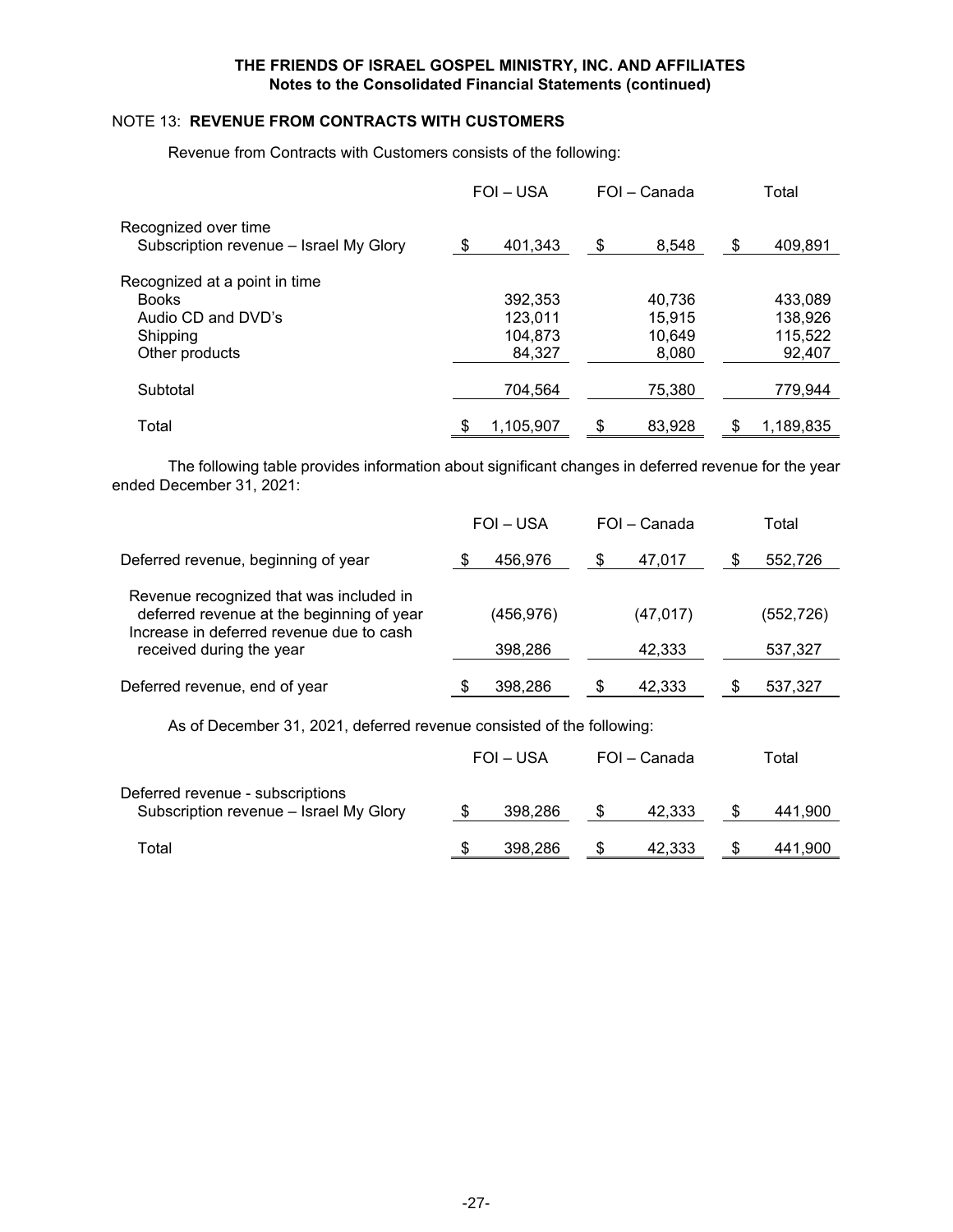**THE FRIENDS OF ISRAEL GOSPEL MINISTRY, INC. AND AFFILIATES**
**Notes to the Consolidated Financial Statements (continued)**

NOTE 13: **REVENUE FROM CONTRACTS WITH CUSTOMERS**

Revenue from Contracts with Customers consists of the following:

| | FOI – USA | FOI – Canada | Total |
|---|---|---|---|
| Recognized over time | | | |
| Subscription revenue – Israel My Glory | $ 401,343 | $ 8,548 | $ 409,891 |
| Recognized at a point in time | | | |
| Books | 392,353 | 40,736 | 433,089 |
| Audio CD and DVD's | 123,011 | 15,915 | 138,926 |
| Shipping | 104,873 | 10,649 | 115,522 |
| Other products | 84,327 | 8,080 | 92,407 |
| Subtotal | 704,564 | 75,380 | 779,944 |
| Total | $ 1,105,907 | $ 83,928 | $ 1,189,835 |

The following table provides information about significant changes in deferred revenue for the year ended December 31, 2021:

| | FOI – USA | FOI – Canada | Total |
|---|---|---|---|
| Deferred revenue, beginning of year | $ 456,976 | $ 47,017 | $ 552,726 |
| Revenue recognized that was included in deferred revenue at the beginning of year | (456,976) | (47,017) | (552,726) |
| Increase in deferred revenue due to cash received during the year | 398,286 | 42,333 | 537,327 |
| Deferred revenue, end of year | $ 398,286 | $ 42,333 | $ 537,327 |

As of December 31, 2021, deferred revenue consisted of the following:

| | FOI – USA | FOI – Canada | Total |
|---|---|---|---|
| Deferred revenue - subscriptions | | | |
| Subscription revenue – Israel My Glory | $ 398,286 | $ 42,333 | $ 441,900 |
| Total | $ 398,286 | $ 42,333 | $ 441,900 |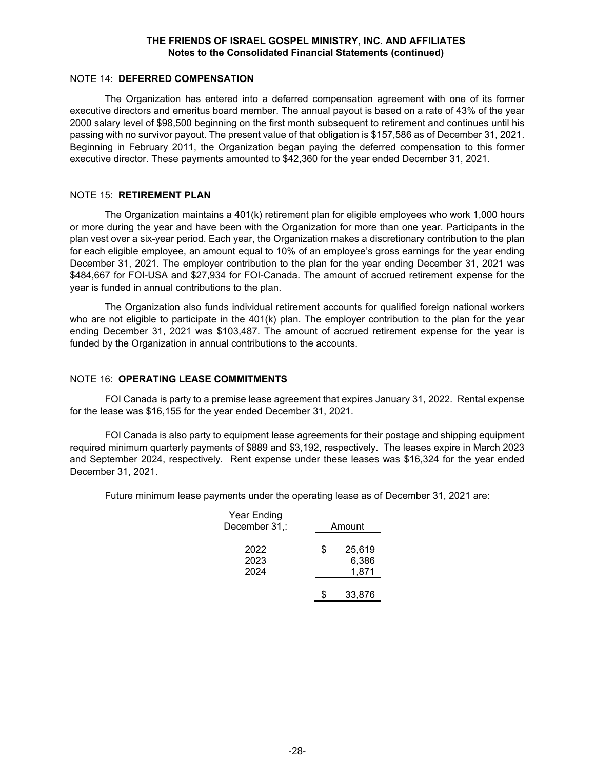## NOTE 14: **DEFERRED COMPENSATION**

The Organization has entered into a deferred compensation agreement with one of its former executive directors and emeritus board member. The annual payout is based on a rate of 43% of the year 2000 salary level of $98,500 beginning on the first month subsequent to retirement and continues until his passing with no survivor payout. The present value of that obligation is $157,586 as of December 31, 2021. Beginning in February 2011, the Organization began paying the deferred compensation to this former executive director. These payments amounted to $42,360 for the year ended December 31, 2021.

## NOTE 15: **RETIREMENT PLAN**

The Organization maintains a 401(k) retirement plan for eligible employees who work 1,000 hours or more during the year and have been with the Organization for more than one year. Participants in the plan vest over a six-year period. Each year, the Organization makes a discretionary contribution to the plan for each eligible employee, an amount equal to 10% of an employee's gross earnings for the year ending December 31, 2021. The employer contribution to the plan for the year ending December 31, 2021 was $484,667 for FOI-USA and $27,934 for FOI-Canada. The amount of accrued retirement expense for the year is funded in annual contributions to the plan.

The Organization also funds individual retirement accounts for qualified foreign national workers who are not eligible to participate in the 401(k) plan. The employer contribution to the plan for the year ending December 31, 2021 was $103,487. The amount of accrued retirement expense for the year is funded by the Organization in annual contributions to the accounts.

## NOTE 16: **OPERATING LEASE COMMITMENTS**

FOI Canada is party to a premise lease agreement that expires January 31, 2022. Rental expense for the lease was $16,155 for the year ended December 31, 2021.

FOI Canada is also party to equipment lease agreements for their postage and shipping equipment required minimum quarterly payments of $889 and $3,192, respectively. The leases expire in March 2023 and September 2024, respectively. Rent expense under these leases was $16,324 for the year ended December 31, 2021.

Future minimum lease payments under the operating lease as of December 31, 2021 are:

| Year Ending December 31,: | Amount |
|---|---|
| 2022 | $ 25,619 |
| 2023 | 6,386 |
| 2024 | 1,871 |
| | $ 33,876 |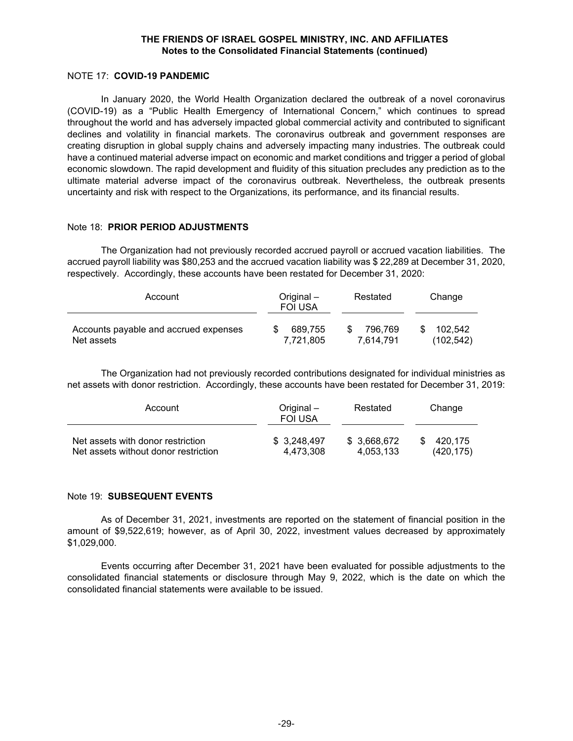NOTE 17: **COVID-19 PANDEMIC**

In January 2020, the World Health Organization declared the outbreak of a novel coronavirus (COVID-19) as a "Public Health Emergency of International Concern," which continues to spread throughout the world and has adversely impacted global commercial activity and contributed to significant declines and volatility in financial markets. The coronavirus outbreak and government responses are creating disruption in global supply chains and adversely impacting many industries. The outbreak could have a continued material adverse impact on economic and market conditions and trigger a period of global economic slowdown. The rapid development and fluidity of this situation precludes any prediction as to the ultimate material adverse impact of the coronavirus outbreak. Nevertheless, the outbreak presents uncertainty and risk with respect to the Organizations, its performance, and its financial results.

Note 18: **PRIOR PERIOD ADJUSTMENTS**

The Organization had not previously recorded accrued payroll or accrued vacation liabilities. The accrued payroll liability was $80,253 and the accrued vacation liability was $ 22,289 at December 31, 2020, respectively. Accordingly, these accounts have been restated for December 31, 2020:

| Account | Original – FOI USA | Restated | Change |
|---|---|---|---|
| Accounts payable and accrued expenses | $ 689,755 | $ 796,769 | $ 102,542 |
| Net assets | 7,721,805 | 7,614,791 | (102,542) |

The Organization had not previously recorded contributions designated for individual ministries as net assets with donor restriction. Accordingly, these accounts have been restated for December 31, 2019:

| Account | Original – FOI USA | Restated | Change |
|---|---|---|---|
| Net assets with donor restriction | $ 3,248,497 | $ 3,668,672 | $ 420,175 |
| Net assets without donor restriction | 4,473,308 | 4,053,133 | (420,175) |

Note 19: **SUBSEQUENT EVENTS**

As of December 31, 2021, investments are reported on the statement of financial position in the amount of $9,522,619; however, as of April 30, 2022, investment values decreased by approximately $1,029,000.

Events occurring after December 31, 2021 have been evaluated for possible adjustments to the consolidated financial statements or disclosure through May 9, 2022, which is the date on which the consolidated financial statements were available to be issued.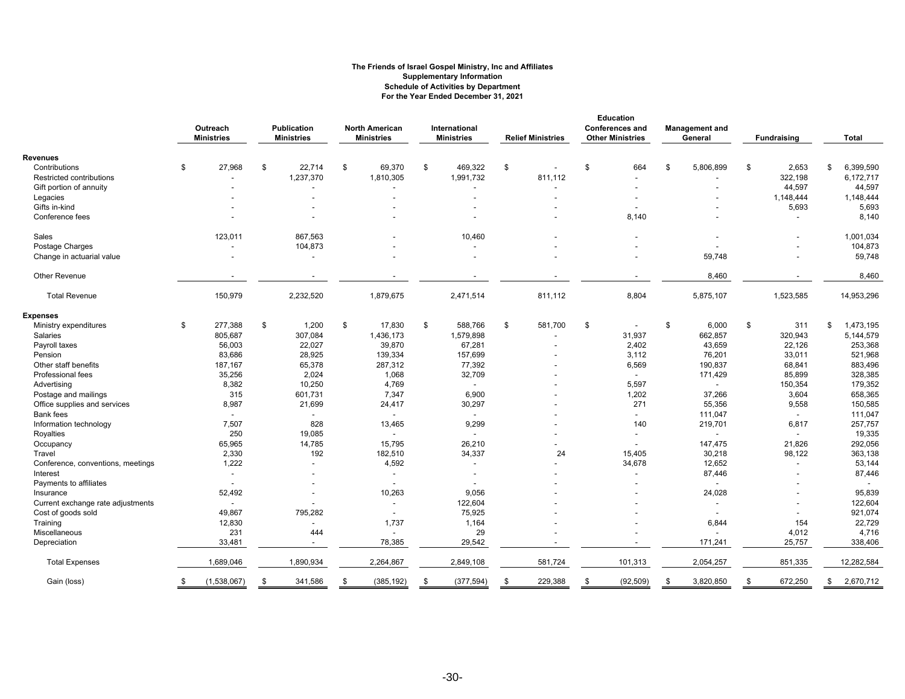**The Friends of Israel Gospel Ministry, Inc and Affiliates**
**Supplementary Information**
**Schedule of Activities by Department**
**For the Year Ended December 31, 2021**

| | Outreach Ministries | Publication Ministries | North American Ministries | International Ministries | Relief Ministries | Education Conferences and Other Ministries | Management and General | Fundraising | Total |
|---|---|---|---|---|---|---|---|---|---|
| **Revenues** | | | | | | | | | |
| Contributions | $ 27,968 | $ 22,714 | $ 69,370 | $ 469,322 | $ - | $ 664 | $ 5,806,899 | $ 2,653 | $ 6,399,590 |
| Restricted contributions | - | 1,237,370 | 1,810,305 | 1,991,732 | 811,112 | - | - | 322,198 | 6,172,717 |
| Gift portion of annuity | - | - | - | - | - | - | - | 44,597 | 44,597 |
| Legacies | - | - | - | - | - | - | - | 1,148,444 | 1,148,444 |
| Gifts in-kind | - | - | - | - | - | - | - | 5,693 | 5,693 |
| Conference fees | - | - | - | - | - | 8,140 | - | - | 8,140 |
| Sales | 123,011 | 867,563 | - | 10,460 | - | - | - | - | 1,001,034 |
| Postage Charges | - | 104,873 | - | - | - | - | - | - | 104,873 |
| Change in actuarial value | - | - | - | - | - | - | 59,748 | - | 59,748 |
| Other Revenue | - | - | - | - | - | - | 8,460 | - | 8,460 |
| Total Revenue | 150,979 | 2,232,520 | 1,879,675 | 2,471,514 | 811,112 | 8,804 | 5,875,107 | 1,523,585 | 14,953,296 |
| **Expenses** | | | | | | | | | |
| Ministry expenditures | $ 277,388 | $ 1,200 | $ 17,830 | $ 588,766 | $ 581,700 | $ - | $ 6,000 | $ 311 | $ 1,473,195 |
| Salaries | 805,687 | 307,084 | 1,436,173 | 1,579,898 | - | 31,937 | 662,857 | 320,943 | 5,144,579 |
| Payroll taxes | 56,003 | 22,027 | 39,870 | 67,281 | - | 2,402 | 43,659 | 22,126 | 253,368 |
| Pension | 83,686 | 28,925 | 139,334 | 157,699 | - | 3,112 | 76,201 | 33,011 | 521,968 |
| Other staff benefits | 187,167 | 65,378 | 287,312 | 77,392 | - | 6,569 | 190,837 | 68,841 | 883,496 |
| Professional fees | 35,256 | 2,024 | 1,068 | 32,709 | - | - | 171,429 | 85,899 | 328,385 |
| Advertising | 8,382 | 10,250 | 4,769 | - | - | 5,597 | - | 150,354 | 179,352 |
| Postage and mailings | 315 | 601,731 | 7,347 | 6,900 | - | 1,202 | 37,266 | 3,604 | 658,365 |
| Office supplies and services | 8,987 | 21,699 | 24,417 | 30,297 | - | 271 | 55,356 | 9,558 | 150,585 |
| Bank fees | - | - | - | - | - | - | 111,047 | - | 111,047 |
| Information technology | 7,507 | 828 | 13,465 | 9,299 | - | 140 | 219,701 | 6,817 | 257,757 |
| Royalties | 250 | 19,085 | - | - | - | - | - | - | 19,335 |
| Occupancy | 65,965 | 14,785 | 15,795 | 26,210 | - | - | 147,475 | 21,826 | 292,056 |
| Travel | 2,330 | 192 | 182,510 | 34,337 | 24 | 15,405 | 30,218 | 98,122 | 363,138 |
| Conference, conventions, meetings | 1,222 | - | 4,592 | - | - | 34,678 | 12,652 | - | 53,144 |
| Interest | - | - | - | - | - | - | 87,446 | - | 87,446 |
| Payments to affiliates | - | - | - | - | - | - | - | - | - |
| Insurance | 52,492 | - | 10,263 | 9,056 | - | - | 24,028 | - | 95,839 |
| Current exchange rate adjustments | - | - | - | 122,604 | - | - | - | - | 122,604 |
| Cost of goods sold | 49,867 | 795,282 | - | 75,925 | - | - | - | - | 921,074 |
| Training | 12,830 | - | 1,737 | 1,164 | - | - | 6,844 | 154 | 22,729 |
| Miscellaneous | 231 | 444 | - | 29 | - | - | - | 4,012 | 4,716 |
| Depreciation | 33,481 | - | 78,385 | 29,542 | - | - | 171,241 | 25,757 | 338,406 |
| Total Expenses | 1,689,046 | 1,890,934 | 2,264,867 | 2,849,108 | 581,724 | 101,313 | 2,054,257 | 851,335 | 12,282,584 |
| Gain (loss) | $ (1,538,067) | $ 341,586 | $ (385,192) | $ (377,594) | $ 229,388 | $ (92,509) | $ 3,820,850 | $ 672,250 | $ 2,670,712 |